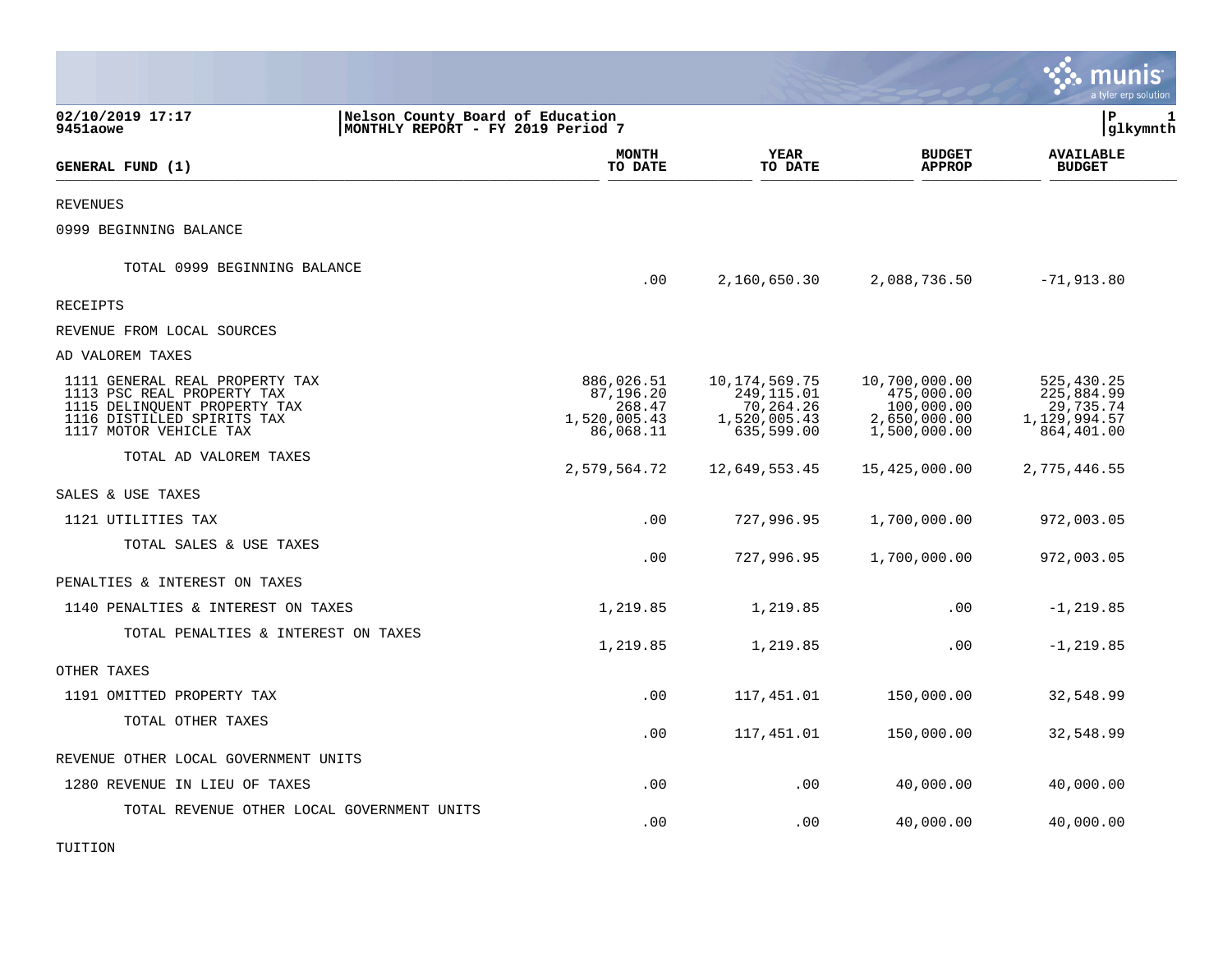02/10/2019 17:17 | Nelson County Board of Education | P 1
9451aowe | MONTHLY REPORT - FY 2019 Period 7 | glkymnth

| GENERAL FUND (1) | MONTH TO DATE | YEAR TO DATE | BUDGET APPROP | AVAILABLE BUDGET |
|---|---|---|---|---|
| REVENUES | | | | |
| 0999 BEGINNING BALANCE | | | | |
| TOTAL 0999 BEGINNING BALANCE | .00 | 2,160,650.30 | 2,088,736.50 | -71,913.80 |
| RECEIPTS | | | | |
| REVENUE FROM LOCAL SOURCES | | | | |
| AD VALOREM TAXES | | | | |
| 1111 GENERAL REAL PROPERTY TAX | 886,026.51 | 10,174,569.75 | 10,700,000.00 | 525,430.25 |
| 1113 PSC REAL PROPERTY TAX | 87,196.20 | 249,115.01 | 475,000.00 | 225,884.99 |
| 1115 DELINQUENT PROPERTY TAX | 268.47 | 70,264.26 | 100,000.00 | 29,735.74 |
| 1116 DISTILLED SPIRITS TAX | 1,520,005.43 | 1,520,005.43 | 2,650,000.00 | 1,129,994.57 |
| 1117 MOTOR VEHICLE TAX | 86,068.11 | 635,599.00 | 1,500,000.00 | 864,401.00 |
| TOTAL AD VALOREM TAXES | 2,579,564.72 | 12,649,553.45 | 15,425,000.00 | 2,775,446.55 |
| SALES & USE TAXES | | | | |
| 1121 UTILITIES TAX | .00 | 727,996.95 | 1,700,000.00 | 972,003.05 |
| TOTAL SALES & USE TAXES | .00 | 727,996.95 | 1,700,000.00 | 972,003.05 |
| PENALTIES & INTEREST ON TAXES | | | | |
| 1140 PENALTIES & INTEREST ON TAXES | 1,219.85 | 1,219.85 | .00 | -1,219.85 |
| TOTAL PENALTIES & INTEREST ON TAXES | 1,219.85 | 1,219.85 | .00 | -1,219.85 |
| OTHER TAXES | | | | |
| 1191 OMITTED PROPERTY TAX | .00 | 117,451.01 | 150,000.00 | 32,548.99 |
| TOTAL OTHER TAXES | .00 | 117,451.01 | 150,000.00 | 32,548.99 |
| REVENUE OTHER LOCAL GOVERNMENT UNITS | | | | |
| 1280 REVENUE IN LIEU OF TAXES | .00 | .00 | 40,000.00 | 40,000.00 |
| TOTAL REVENUE OTHER LOCAL GOVERNMENT UNITS | .00 | .00 | 40,000.00 | 40,000.00 |
| TUITION | | | | |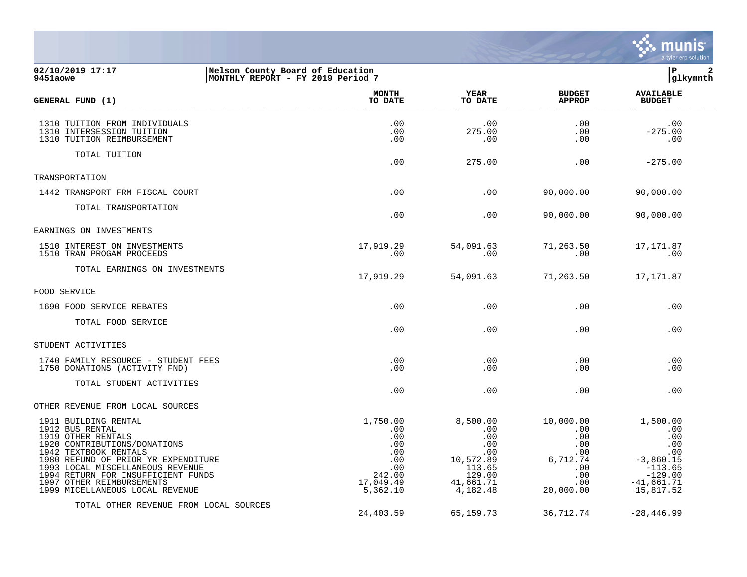Nelson County Board of Education
MONTHLY REPORT - FY 2019 Period 7

02/10/2019 17:17
9451aowe

| GENERAL FUND (1) | MONTH TO DATE | YEAR TO DATE | BUDGET APPROP | AVAILABLE BUDGET |
|---|---|---|---|---|
| 1310 TUITION FROM INDIVIDUALS | .00 | .00 | .00 | .00 |
| 1310 INTERSESSION TUITION | .00 | 275.00 | .00 | -275.00 |
| 1310 TUITION REIMBURSEMENT | .00 | .00 | .00 | .00 |
| TOTAL TUITION | .00 | 275.00 | .00 | -275.00 |
| TRANSPORTATION | | | | |
| 1442 TRANSPORT FRM FISCAL COURT | .00 | .00 | 90,000.00 | 90,000.00 |
| TOTAL TRANSPORTATION | .00 | .00 | 90,000.00 | 90,000.00 |
| EARNINGS ON INVESTMENTS | | | | |
| 1510 INTEREST ON INVESTMENTS | 17,919.29 | 54,091.63 | 71,263.50 | 17,171.87 |
| 1510 TRAN PROGAM PROCEEDS | .00 | .00 | .00 | .00 |
| TOTAL EARNINGS ON INVESTMENTS | 17,919.29 | 54,091.63 | 71,263.50 | 17,171.87 |
| FOOD SERVICE | | | | |
| 1690 FOOD SERVICE REBATES | .00 | .00 | .00 | .00 |
| TOTAL FOOD SERVICE | .00 | .00 | .00 | .00 |
| STUDENT ACTIVITIES | | | | |
| 1740 FAMILY RESOURCE - STUDENT FEES | .00 | .00 | .00 | .00 |
| 1750 DONATIONS (ACTIVITY FND) | .00 | .00 | .00 | .00 |
| TOTAL STUDENT ACTIVITIES | .00 | .00 | .00 | .00 |
| OTHER REVENUE FROM LOCAL SOURCES | | | | |
| 1911 BUILDING RENTAL | 1,750.00 | 8,500.00 | 10,000.00 | 1,500.00 |
| 1912 BUS RENTAL | .00 | .00 | .00 | .00 |
| 1919 OTHER RENTALS | .00 | .00 | .00 | .00 |
| 1920 CONTRIBUTIONS/DONATIONS | .00 | .00 | .00 | .00 |
| 1942 TEXTBOOK RENTALS | .00 | .00 | .00 | .00 |
| 1980 REFUND OF PRIOR YR EXPENDITURE | .00 | 10,572.89 | 6,712.74 | -3,860.15 |
| 1993 LOCAL MISCELLANEOUS REVENUE | .00 | 113.65 | .00 | -113.65 |
| 1994 RETURN FOR INSUFFICIENT FUNDS | 242.00 | 129.00 | .00 | -129.00 |
| 1997 OTHER REIMBURSEMENTS | 17,049.49 | 41,661.71 | .00 | -41,661.71 |
| 1999 MICELLANEOUS LOCAL REVENUE | 5,362.10 | 4,182.48 | 20,000.00 | 15,817.52 |
| TOTAL OTHER REVENUE FROM LOCAL SOURCES | 24,403.59 | 65,159.73 | 36,712.74 | -28,446.99 |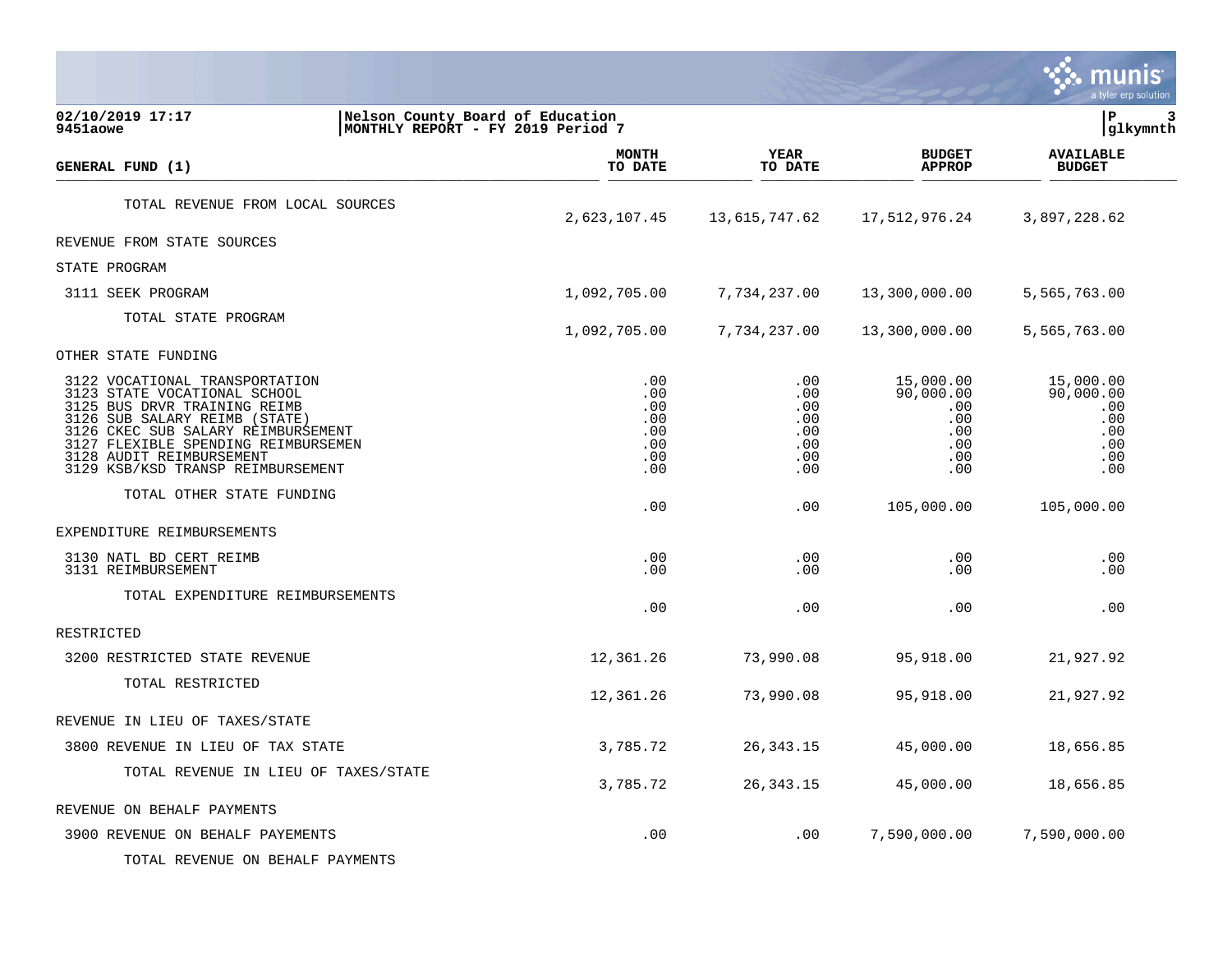02/10/2019 17:17
9451aowe

Nelson County Board of Education
MONTHLY REPORT - FY 2019 Period 7

glkymnth

| GENERAL FUND (1) | MONTH TO DATE | YEAR TO DATE | BUDGET APPROP | AVAILABLE BUDGET |
|---|---|---|---|---|
| TOTAL REVENUE FROM LOCAL SOURCES | 2,623,107.45 | 13,615,747.62 | 17,512,976.24 | 3,897,228.62 |
| REVENUE FROM STATE SOURCES | | | | |
| STATE PROGRAM | | | | |
| 3111 SEEK PROGRAM | 1,092,705.00 | 7,734,237.00 | 13,300,000.00 | 5,565,763.00 |
| TOTAL STATE PROGRAM | 1,092,705.00 | 7,734,237.00 | 13,300,000.00 | 5,565,763.00 |
| OTHER STATE FUNDING | | | | |
| 3122 VOCATIONAL TRANSPORTATION | .00 | .00 | 15,000.00 | 15,000.00 |
| 3123 STATE VOCATIONAL SCHOOL | .00 | .00 | 90,000.00 | 90,000.00 |
| 3125 BUS DRVR TRAINING REIMB | .00 | .00 | .00 | .00 |
| 3126 SUB SALARY REIMB (STATE) | .00 | .00 | .00 | .00 |
| 3126 CKEC SUB SALARY REIMBURSEMENT | .00 | .00 | .00 | .00 |
| 3127 FLEXIBLE SPENDING REIMBURSEMEN | .00 | .00 | .00 | .00 |
| 3128 AUDIT REIMBURSEMENT | .00 | .00 | .00 | .00 |
| 3129 KSB/KSD TRANSP REIMBURSEMENT | .00 | .00 | .00 | .00 |
| TOTAL OTHER STATE FUNDING | .00 | .00 | 105,000.00 | 105,000.00 |
| EXPENDITURE REIMBURSEMENTS | | | | |
| 3130 NATL BD CERT REIMB | .00 | .00 | .00 | .00 |
| 3131 REIMBURSEMENT | .00 | .00 | .00 | .00 |
| TOTAL EXPENDITURE REIMBURSEMENTS | .00 | .00 | .00 | .00 |
| RESTRICTED | | | | |
| 3200 RESTRICTED STATE REVENUE | 12,361.26 | 73,990.08 | 95,918.00 | 21,927.92 |
| TOTAL RESTRICTED | 12,361.26 | 73,990.08 | 95,918.00 | 21,927.92 |
| REVENUE IN LIEU OF TAXES/STATE | | | | |
| 3800 REVENUE IN LIEU OF TAX STATE | 3,785.72 | 26,343.15 | 45,000.00 | 18,656.85 |
| TOTAL REVENUE IN LIEU OF TAXES/STATE | 3,785.72 | 26,343.15 | 45,000.00 | 18,656.85 |
| REVENUE ON BEHALF PAYMENTS | | | | |
| 3900 REVENUE ON BEHALF PAYEMENTS | .00 | .00 | 7,590,000.00 | 7,590,000.00 |
| TOTAL REVENUE ON BEHALF PAYMENTS | | | | |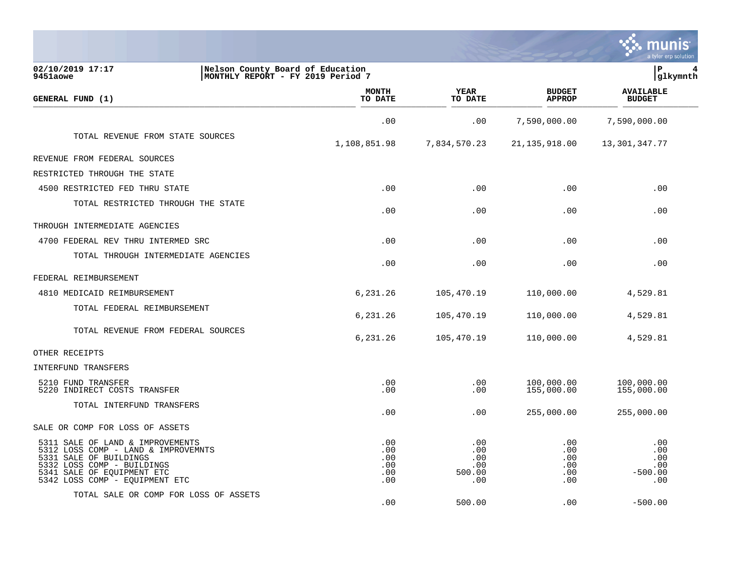**Nelson County Board of Education**
**MONTHLY REPORT - FY 2019 Period 7**

| GENERAL FUND (1) | MONTH TO DATE | YEAR TO DATE | BUDGET APPROP | AVAILABLE BUDGET |
|---|---|---|---|---|
| | .00 | .00 | 7,590,000.00 | 7,590,000.00 |
| TOTAL REVENUE FROM STATE SOURCES | 1,108,851.98 | 7,834,570.23 | 21,135,918.00 | 13,301,347.77 |
| REVENUE FROM FEDERAL SOURCES | | | | |
| RESTRICTED THROUGH THE STATE | | | | |
| 4500 RESTRICTED FED THRU STATE | .00 | .00 | .00 | .00 |
| TOTAL RESTRICTED THROUGH THE STATE | .00 | .00 | .00 | .00 |
| THROUGH INTERMEDIATE AGENCIES | | | | |
| 4700 FEDERAL REV THRU INTERMED SRC | .00 | .00 | .00 | .00 |
| TOTAL THROUGH INTERMEDIATE AGENCIES | .00 | .00 | .00 | .00 |
| FEDERAL REIMBURSEMENT | | | | |
| 4810 MEDICAID REIMBURSEMENT | 6,231.26 | 105,470.19 | 110,000.00 | 4,529.81 |
| TOTAL FEDERAL REIMBURSEMENT | 6,231.26 | 105,470.19 | 110,000.00 | 4,529.81 |
| TOTAL REVENUE FROM FEDERAL SOURCES | 6,231.26 | 105,470.19 | 110,000.00 | 4,529.81 |
| OTHER RECEIPTS | | | | |
| INTERFUND TRANSFERS | | | | |
| 5210 FUND TRANSFER | .00 | .00 | 100,000.00 | 100,000.00 |
| 5220 INDIRECT COSTS TRANSFER | .00 | .00 | 155,000.00 | 155,000.00 |
| TOTAL INTERFUND TRANSFERS | .00 | .00 | 255,000.00 | 255,000.00 |
| SALE OR COMP FOR LOSS OF ASSETS | | | | |
| 5311 SALE OF LAND & IMPROVEMENTS | .00 | .00 | .00 | .00 |
| 5312 LOSS COMP - LAND & IMPROVEMNTS | .00 | .00 | .00 | .00 |
| 5331 SALE OF BUILDINGS | .00 | .00 | .00 | .00 |
| 5332 LOSS COMP - BUILDINGS | .00 | .00 | .00 | .00 |
| 5341 SALE OF EQUIPMENT ETC | .00 | 500.00 | .00 | -500.00 |
| 5342 LOSS COMP - EQUIPMENT ETC | .00 | .00 | .00 | .00 |
| TOTAL SALE OR COMP FOR LOSS OF ASSETS | .00 | 500.00 | .00 | -500.00 |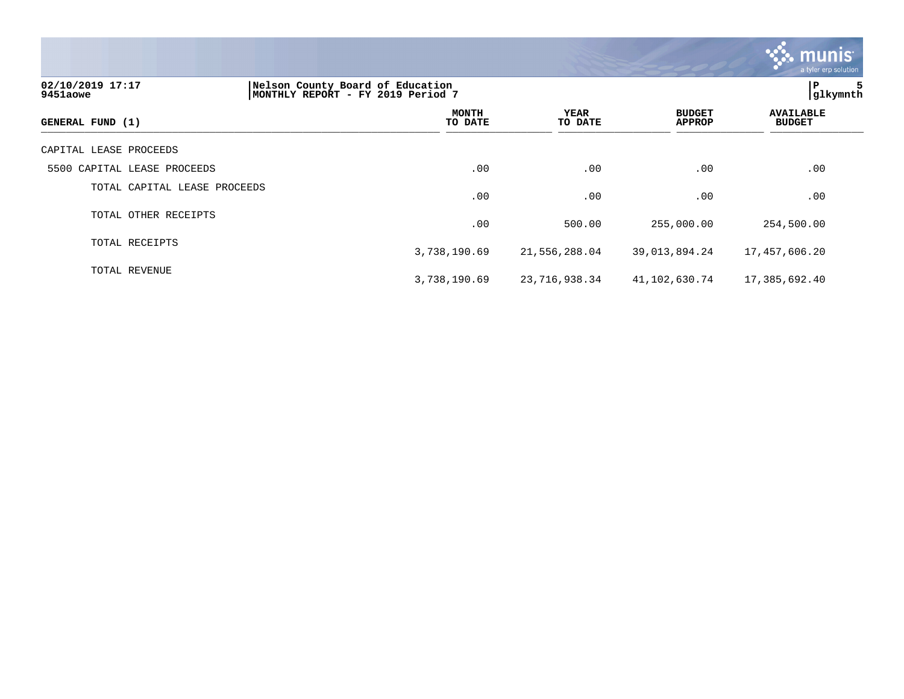02/10/2019 17:17
9451aowe

Nelson County Board of Education
MONTHLY REPORT - FY 2019 Period 7

glkymnth

| GENERAL FUND (1) | MONTH TO DATE | YEAR TO DATE | BUDGET APPROP | AVAILABLE BUDGET |
|---|---|---|---|---|
| CAPITAL LEASE PROCEEDS | | | | |
| 5500 CAPITAL LEASE PROCEEDS | .00 | .00 | .00 | .00 |
| TOTAL CAPITAL LEASE PROCEEDS | .00 | .00 | .00 | .00 |
| TOTAL OTHER RECEIPTS | .00 | 500.00 | 255,000.00 | 254,500.00 |
| TOTAL RECEIPTS | 3,738,190.69 | 21,556,288.04 | 39,013,894.24 | 17,457,606.20 |
| TOTAL REVENUE | 3,738,190.69 | 23,716,938.34 | 41,102,630.74 | 17,385,692.40 |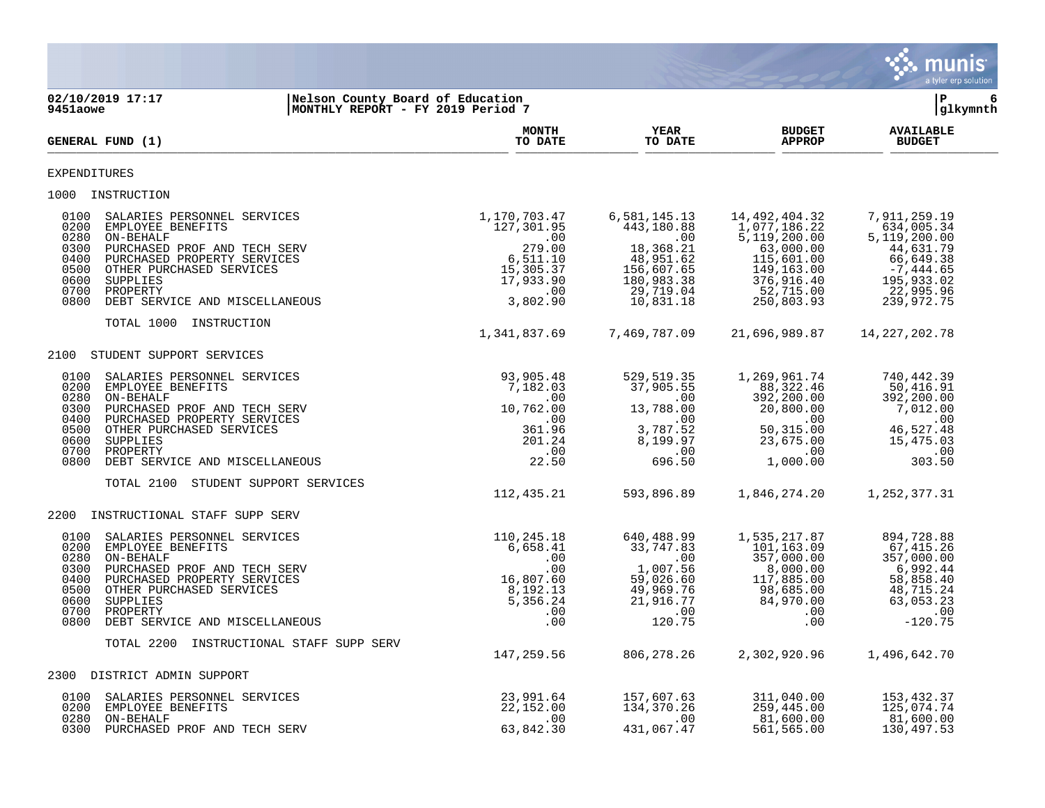02/10/2019 17:17 | Nelson County Board of Education
9451aowe | MONTHLY REPORT - FY 2019 Period 7

P 6
glkymnth

| GENERAL FUND (1) | MONTH TO DATE | YEAR TO DATE | BUDGET APPROP | AVAILABLE BUDGET |
|---|---|---|---|---|
| **EXPENDITURES** | | | | |
| **1000 INSTRUCTION** | | | | |
| 0100 SALARIES PERSONNEL SERVICES | 1,170,703.47 | 6,581,145.13 | 14,492,404.32 | 7,911,259.19 |
| 0200 EMPLOYEE BENEFITS | 127,301.95 | 443,180.88 | 1,077,186.22 | 634,005.34 |
| 0280 ON-BEHALF | .00 | .00 | 5,119,200.00 | 5,119,200.00 |
| 0300 PURCHASED PROF AND TECH SERV | 279.00 | 18,368.21 | 63,000.00 | 44,631.79 |
| 0400 PURCHASED PROPERTY SERVICES | 6,511.10 | 48,951.62 | 115,601.00 | 66,649.38 |
| 0500 OTHER PURCHASED SERVICES | 15,305.37 | 156,607.65 | 149,163.00 | -7,444.65 |
| 0600 SUPPLIES | 17,933.90 | 180,983.38 | 376,916.40 | 195,933.02 |
| 0700 PROPERTY | .00 | 29,719.04 | 52,715.00 | 22,995.96 |
| 0800 DEBT SERVICE AND MISCELLANEOUS | 3,802.90 | 10,831.18 | 250,803.93 | 239,972.75 |
| TOTAL 1000 INSTRUCTION | 1,341,837.69 | 7,469,787.09 | 21,696,989.87 | 14,227,202.78 |
| **2100 STUDENT SUPPORT SERVICES** | | | | |
| 0100 SALARIES PERSONNEL SERVICES | 93,905.48 | 529,519.35 | 1,269,961.74 | 740,442.39 |
| 0200 EMPLOYEE BENEFITS | 7,182.03 | 37,905.55 | 88,322.46 | 50,416.91 |
| 0280 ON-BEHALF | .00 | .00 | 392,200.00 | 392,200.00 |
| 0300 PURCHASED PROF AND TECH SERV | 10,762.00 | 13,788.00 | 20,800.00 | 7,012.00 |
| 0400 PURCHASED PROPERTY SERVICES | .00 | .00 | .00 | .00 |
| 0500 OTHER PURCHASED SERVICES | 361.96 | 3,787.52 | 50,315.00 | 46,527.48 |
| 0600 SUPPLIES | 201.24 | 8,199.97 | 23,675.00 | 15,475.03 |
| 0700 PROPERTY | .00 | .00 | .00 | .00 |
| 0800 DEBT SERVICE AND MISCELLANEOUS | 22.50 | 696.50 | 1,000.00 | 303.50 |
| TOTAL 2100 STUDENT SUPPORT SERVICES | 112,435.21 | 593,896.89 | 1,846,274.20 | 1,252,377.31 |
| **2200 INSTRUCTIONAL STAFF SUPP SERV** | | | | |
| 0100 SALARIES PERSONNEL SERVICES | 110,245.18 | 640,488.99 | 1,535,217.87 | 894,728.88 |
| 0200 EMPLOYEE BENEFITS | 6,658.41 | 33,747.83 | 101,163.09 | 67,415.26 |
| 0280 ON-BEHALF | .00 | .00 | 357,000.00 | 357,000.00 |
| 0300 PURCHASED PROF AND TECH SERV | .00 | 1,007.56 | 8,000.00 | 6,992.44 |
| 0400 PURCHASED PROPERTY SERVICES | 16,807.60 | 59,026.60 | 117,885.00 | 58,858.40 |
| 0500 OTHER PURCHASED SERVICES | 8,192.13 | 49,969.76 | 98,685.00 | 48,715.24 |
| 0600 SUPPLIES | 5,356.24 | 21,916.77 | 84,970.00 | 63,053.23 |
| 0700 PROPERTY | .00 | .00 | .00 | .00 |
| 0800 DEBT SERVICE AND MISCELLANEOUS | .00 | 120.75 | .00 | -120.75 |
| TOTAL 2200 INSTRUCTIONAL STAFF SUPP SERV | 147,259.56 | 806,278.26 | 2,302,920.96 | 1,496,642.70 |
| **2300 DISTRICT ADMIN SUPPORT** | | | | |
| 0100 SALARIES PERSONNEL SERVICES | 23,991.64 | 157,607.63 | 311,040.00 | 153,432.37 |
| 0200 EMPLOYEE BENEFITS | 22,152.00 | 134,370.26 | 259,445.00 | 125,074.74 |
| 0280 ON-BEHALF | .00 | .00 | 81,600.00 | 81,600.00 |
| 0300 PURCHASED PROF AND TECH SERV | 63,842.30 | 431,067.47 | 561,565.00 | 130,497.53 |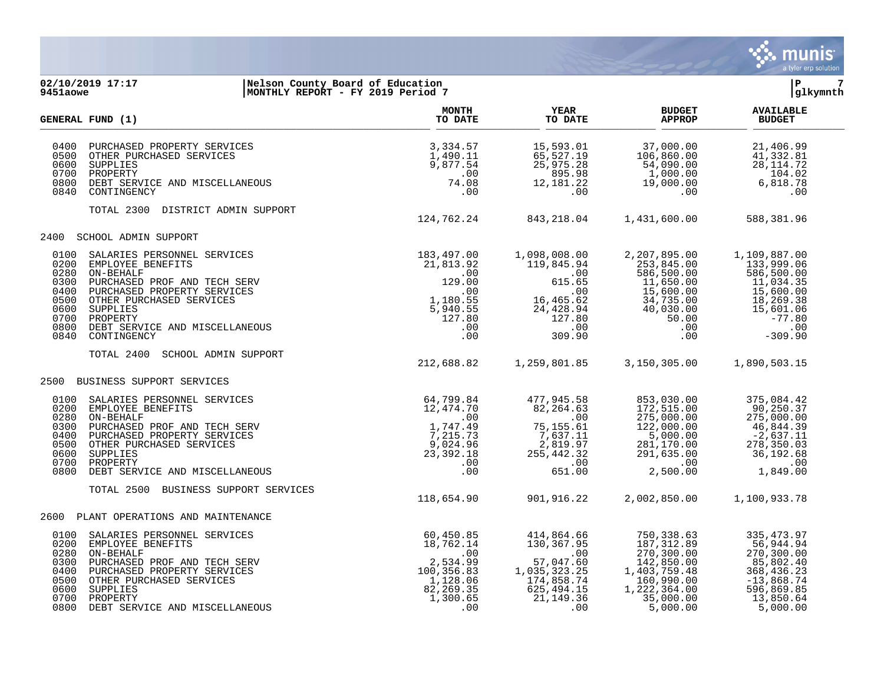**02/10/2019 17:17** | **Nelson County Board of Education** | **P 7**
**9451aowe** | **MONTHLY REPORT - FY 2019 Period 7** | **glkymnth**

| GENERAL FUND (1) | | MONTH TO DATE | YEAR TO DATE | BUDGET APPROP | AVAILABLE BUDGET |
|---|---|---|---|---|---|
| 0400 | PURCHASED PROPERTY SERVICES | 3,334.57 | 15,593.01 | 37,000.00 | 21,406.99 |
| 0500 | OTHER PURCHASED SERVICES | 1,490.11 | 65,527.19 | 106,860.00 | 41,332.81 |
| 0600 | SUPPLIES | 9,877.54 | 25,975.28 | 54,090.00 | 28,114.72 |
| 0700 | PROPERTY | .00 | 895.98 | 1,000.00 | 104.02 |
| 0800 | DEBT SERVICE AND MISCELLANEOUS | 74.08 | 12,181.22 | 19,000.00 | 6,818.78 |
| 0840 | CONTINGENCY | .00 | .00 | .00 | .00 |
| | TOTAL 2300 DISTRICT ADMIN SUPPORT | 124,762.24 | 843,218.04 | 1,431,600.00 | 588,381.96 |
| 2400 | SCHOOL ADMIN SUPPORT | | | | |
| 0100 | SALARIES PERSONNEL SERVICES | 183,497.00 | 1,098,008.00 | 2,207,895.00 | 1,109,887.00 |
| 0200 | EMPLOYEE BENEFITS | 21,813.92 | 119,845.94 | 253,845.00 | 133,999.06 |
| 0280 | ON-BEHALF | .00 | .00 | 586,500.00 | 586,500.00 |
| 0300 | PURCHASED PROF AND TECH SERV | 129.00 | 615.65 | 11,650.00 | 11,034.35 |
| 0400 | PURCHASED PROPERTY SERVICES | .00 | .00 | 15,600.00 | 15,600.00 |
| 0500 | OTHER PURCHASED SERVICES | 1,180.55 | 16,465.62 | 34,735.00 | 18,269.38 |
| 0600 | SUPPLIES | 5,940.55 | 24,428.94 | 40,030.00 | 15,601.06 |
| 0700 | PROPERTY | 127.80 | 127.80 | 50.00 | -77.80 |
| 0800 | DEBT SERVICE AND MISCELLANEOUS | .00 | .00 | .00 | .00 |
| 0840 | CONTINGENCY | .00 | 309.90 | .00 | -309.90 |
| | TOTAL 2400 SCHOOL ADMIN SUPPORT | 212,688.82 | 1,259,801.85 | 3,150,305.00 | 1,890,503.15 |
| 2500 | BUSINESS SUPPORT SERVICES | | | | |
| 0100 | SALARIES PERSONNEL SERVICES | 64,799.84 | 477,945.58 | 853,030.00 | 375,084.42 |
| 0200 | EMPLOYEE BENEFITS | 12,474.70 | 82,264.63 | 172,515.00 | 90,250.37 |
| 0280 | ON-BEHALF | .00 | .00 | 275,000.00 | 275,000.00 |
| 0300 | PURCHASED PROF AND TECH SERV | 1,747.49 | 75,155.61 | 122,000.00 | 46,844.39 |
| 0400 | PURCHASED PROPERTY SERVICES | 7,215.73 | 7,637.11 | 5,000.00 | -2,637.11 |
| 0500 | OTHER PURCHASED SERVICES | 9,024.96 | 2,819.97 | 281,170.00 | 278,350.03 |
| 0600 | SUPPLIES | 23,392.18 | 255,442.32 | 291,635.00 | 36,192.68 |
| 0700 | PROPERTY | .00 | .00 | .00 | .00 |
| 0800 | DEBT SERVICE AND MISCELLANEOUS | .00 | 651.00 | 2,500.00 | 1,849.00 |
| | TOTAL 2500 BUSINESS SUPPORT SERVICES | 118,654.90 | 901,916.22 | 2,002,850.00 | 1,100,933.78 |
| 2600 | PLANT OPERATIONS AND MAINTENANCE | | | | |
| 0100 | SALARIES PERSONNEL SERVICES | 60,450.85 | 414,864.66 | 750,338.63 | 335,473.97 |
| 0200 | EMPLOYEE BENEFITS | 18,762.14 | 130,367.95 | 187,312.89 | 56,944.94 |
| 0280 | ON-BEHALF | .00 | .00 | 270,300.00 | 270,300.00 |
| 0300 | PURCHASED PROF AND TECH SERV | 2,534.99 | 57,047.60 | 142,850.00 | 85,802.40 |
| 0400 | PURCHASED PROPERTY SERVICES | 100,356.83 | 1,035,323.25 | 1,403,759.48 | 368,436.23 |
| 0500 | OTHER PURCHASED SERVICES | 1,128.06 | 174,858.74 | 160,990.00 | -13,868.74 |
| 0600 | SUPPLIES | 82,269.35 | 625,494.15 | 1,222,364.00 | 596,869.85 |
| 0700 | PROPERTY | 1,300.65 | 21,149.36 | 35,000.00 | 13,850.64 |
| 0800 | DEBT SERVICE AND MISCELLANEOUS | .00 | .00 | 5,000.00 | 5,000.00 |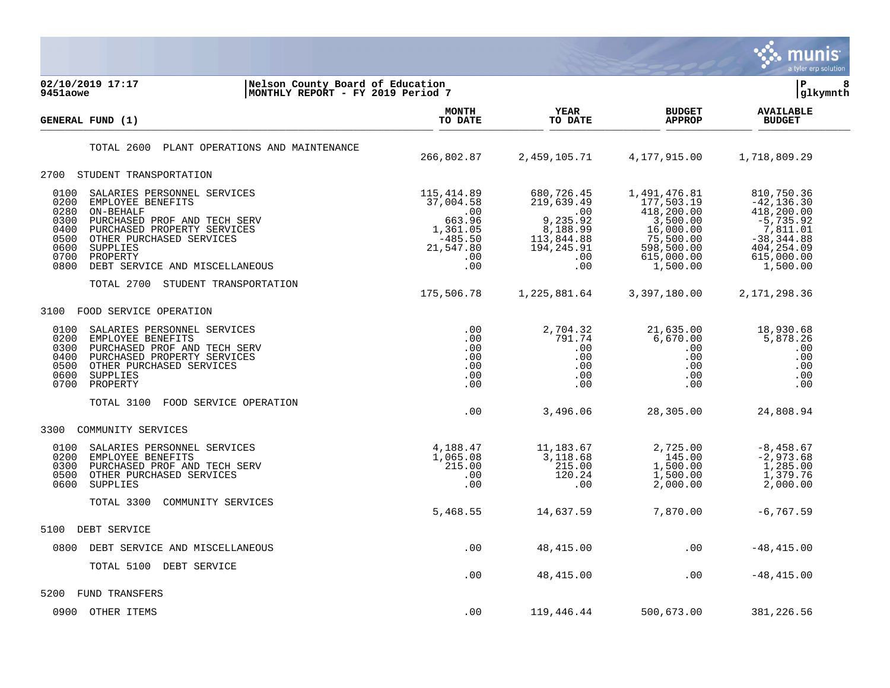**Nelson County Board of Education**
**MONTHLY REPORT - FY 2019 Period 7**

02/10/2019 17:17
9451aowe

| GENERAL FUND (1) | MONTH TO DATE | YEAR TO DATE | BUDGET APPROP | AVAILABLE BUDGET |
|---|---|---|---|---|
| TOTAL 2600 PLANT OPERATIONS AND MAINTENANCE | 266,802.87 | 2,459,105.71 | 4,177,915.00 | 1,718,809.29 |
| **2700 STUDENT TRANSPORTATION** | | | | |
| 0100 SALARIES PERSONNEL SERVICES | 115,414.89 | 680,726.45 | 1,491,476.81 | 810,750.36 |
| 0200 EMPLOYEE BENEFITS | 37,004.58 | 219,639.49 | 177,503.19 | -42,136.30 |
| 0280 ON-BEHALF | .00 | .00 | 418,200.00 | 418,200.00 |
| 0300 PURCHASED PROF AND TECH SERV | 663.96 | 9,235.92 | 3,500.00 | -5,735.92 |
| 0400 PURCHASED PROPERTY SERVICES | 1,361.05 | 8,188.99 | 16,000.00 | 7,811.01 |
| 0500 OTHER PURCHASED SERVICES | -485.50 | 113,844.88 | 75,500.00 | -38,344.88 |
| 0600 SUPPLIES | 21,547.80 | 194,245.91 | 598,500.00 | 404,254.09 |
| 0700 PROPERTY | .00 | .00 | 615,000.00 | 615,000.00 |
| 0800 DEBT SERVICE AND MISCELLANEOUS | .00 | .00 | 1,500.00 | 1,500.00 |
| TOTAL 2700 STUDENT TRANSPORTATION | 175,506.78 | 1,225,881.64 | 3,397,180.00 | 2,171,298.36 |
| **3100 FOOD SERVICE OPERATION** | | | | |
| 0100 SALARIES PERSONNEL SERVICES | .00 | 2,704.32 | 21,635.00 | 18,930.68 |
| 0200 EMPLOYEE BENEFITS | .00 | 791.74 | 6,670.00 | 5,878.26 |
| 0300 PURCHASED PROF AND TECH SERV | .00 | .00 | .00 | .00 |
| 0400 PURCHASED PROPERTY SERVICES | .00 | .00 | .00 | .00 |
| 0500 OTHER PURCHASED SERVICES | .00 | .00 | .00 | .00 |
| 0600 SUPPLIES | .00 | .00 | .00 | .00 |
| 0700 PROPERTY | .00 | .00 | .00 | .00 |
| TOTAL 3100 FOOD SERVICE OPERATION | .00 | 3,496.06 | 28,305.00 | 24,808.94 |
| **3300 COMMUNITY SERVICES** | | | | |
| 0100 SALARIES PERSONNEL SERVICES | 4,188.47 | 11,183.67 | 2,725.00 | -8,458.67 |
| 0200 EMPLOYEE BENEFITS | 1,065.08 | 3,118.68 | 145.00 | -2,973.68 |
| 0300 PURCHASED PROF AND TECH SERV | 215.00 | 215.00 | 1,500.00 | 1,285.00 |
| 0500 OTHER PURCHASED SERVICES | .00 | 120.24 | 1,500.00 | 1,379.76 |
| 0600 SUPPLIES | .00 | .00 | 2,000.00 | 2,000.00 |
| TOTAL 3300 COMMUNITY SERVICES | 5,468.55 | 14,637.59 | 7,870.00 | -6,767.59 |
| **5100 DEBT SERVICE** | | | | |
| 0800 DEBT SERVICE AND MISCELLANEOUS | .00 | 48,415.00 | .00 | -48,415.00 |
| TOTAL 5100 DEBT SERVICE | .00 | 48,415.00 | .00 | -48,415.00 |
| **5200 FUND TRANSFERS** | | | | |
| 0900 OTHER ITEMS | .00 | 119,446.44 | 500,673.00 | 381,226.56 |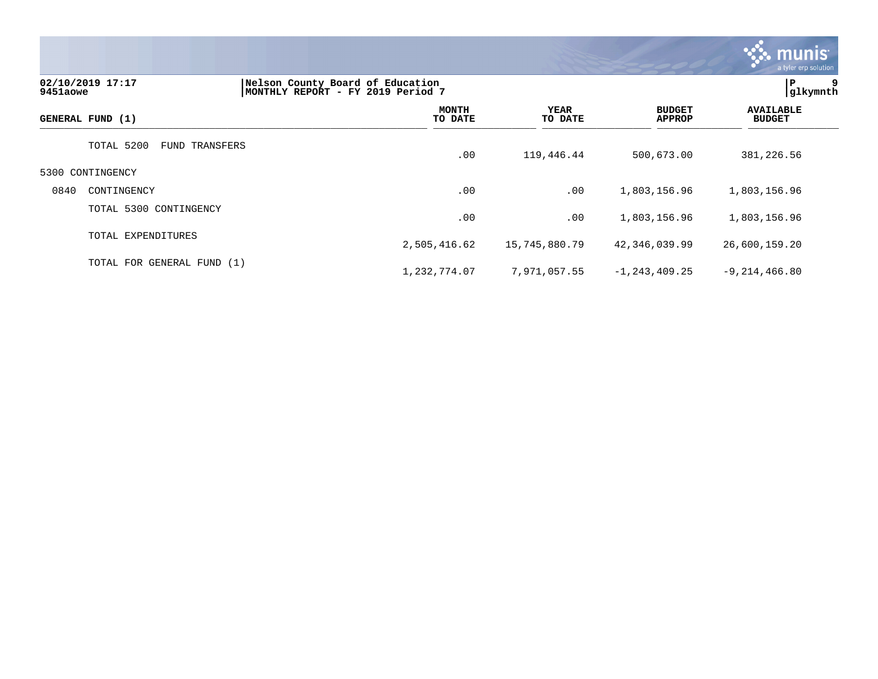| GENERAL FUND (1) | MONTH TO DATE | YEAR TO DATE | BUDGET APPROP | AVAILABLE BUDGET |
|---|---|---|---|---|
| TOTAL 5200 FUND TRANSFERS | .00 | 119,446.44 | 500,673.00 | 381,226.56 |
| 5300 CONTINGENCY | | | | |
| 0840 CONTINGENCY | .00 | .00 | 1,803,156.96 | 1,803,156.96 |
| TOTAL 5300 CONTINGENCY | .00 | .00 | 1,803,156.96 | 1,803,156.96 |
| TOTAL EXPENDITURES | 2,505,416.62 | 15,745,880.79 | 42,346,039.99 | 26,600,159.20 |
| TOTAL FOR GENERAL FUND (1) | 1,232,774.07 | 7,971,057.55 | -1,243,409.25 | -9,214,466.80 |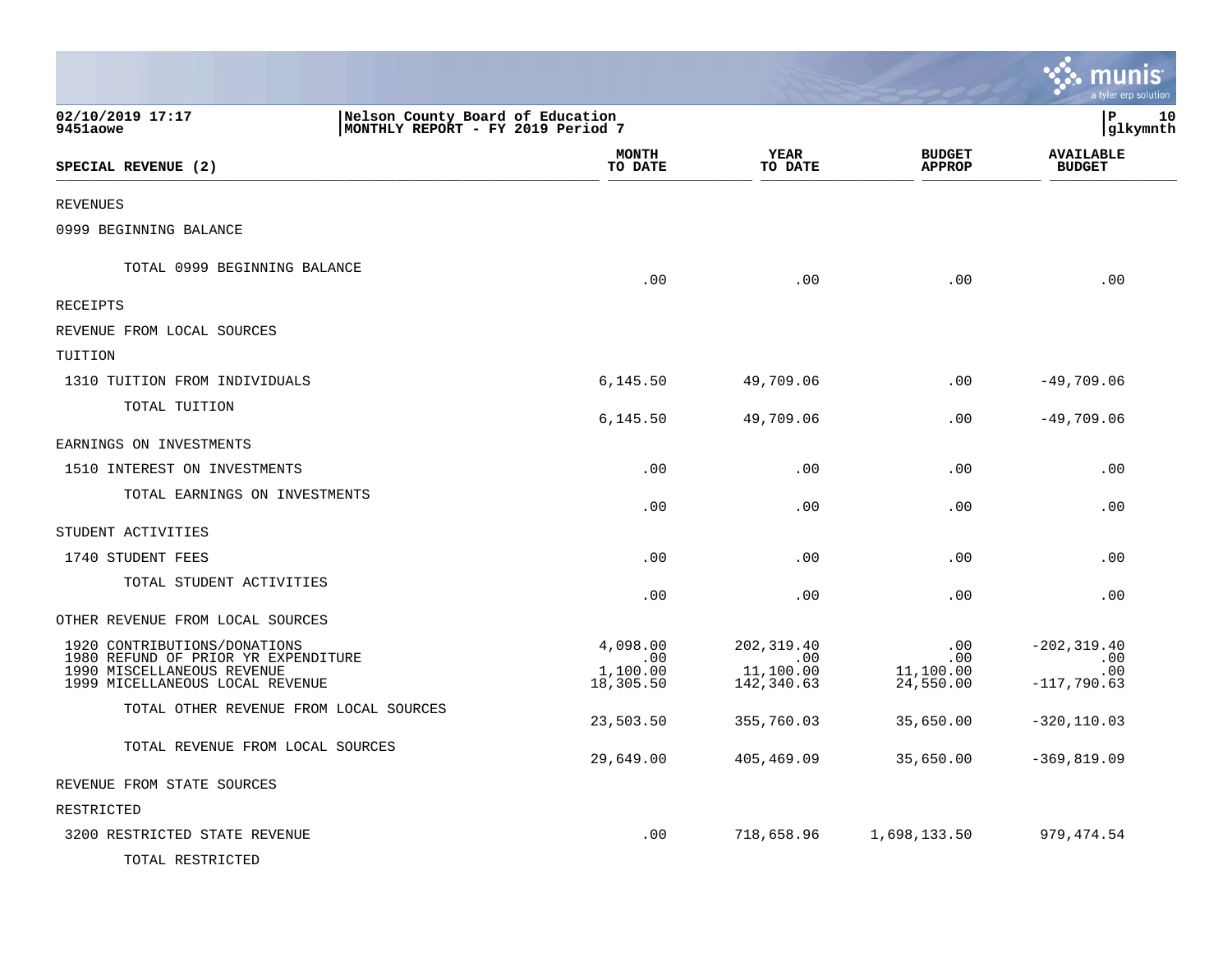02/10/2019 17:17 | Nelson County Board of Education
9451aowe | MONTHLY REPORT - FY 2019 Period 7

| SPECIAL REVENUE (2) | MONTH TO DATE | YEAR TO DATE | BUDGET APPROP | AVAILABLE BUDGET |
|---|---|---|---|---|
| REVENUES | | | | |
| 0999 BEGINNING BALANCE | | | | |
| TOTAL 0999 BEGINNING BALANCE | .00 | .00 | .00 | .00 |
| RECEIPTS | | | | |
| REVENUE FROM LOCAL SOURCES | | | | |
| TUITION | | | | |
| 1310 TUITION FROM INDIVIDUALS | 6,145.50 | 49,709.06 | .00 | -49,709.06 |
| TOTAL TUITION | 6,145.50 | 49,709.06 | .00 | -49,709.06 |
| EARNINGS ON INVESTMENTS | | | | |
| 1510 INTEREST ON INVESTMENTS | .00 | .00 | .00 | .00 |
| TOTAL EARNINGS ON INVESTMENTS | .00 | .00 | .00 | .00 |
| STUDENT ACTIVITIES | | | | |
| 1740 STUDENT FEES | .00 | .00 | .00 | .00 |
| TOTAL STUDENT ACTIVITIES | .00 | .00 | .00 | .00 |
| OTHER REVENUE FROM LOCAL SOURCES | | | | |
| 1920 CONTRIBUTIONS/DONATIONS | 4,098.00 | 202,319.40 | .00 | -202,319.40 |
| 1980 REFUND OF PRIOR YR EXPENDITURE | .00 | .00 | .00 | .00 |
| 1990 MISCELLANEOUS REVENUE | 1,100.00 | 11,100.00 | 11,100.00 | .00 |
| 1999 MICELLANEOUS LOCAL REVENUE | 18,305.50 | 142,340.63 | 24,550.00 | -117,790.63 |
| TOTAL OTHER REVENUE FROM LOCAL SOURCES | 23,503.50 | 355,760.03 | 35,650.00 | -320,110.03 |
| TOTAL REVENUE FROM LOCAL SOURCES | 29,649.00 | 405,469.09 | 35,650.00 | -369,819.09 |
| REVENUE FROM STATE SOURCES | | | | |
| RESTRICTED | | | | |
| 3200 RESTRICTED STATE REVENUE | .00 | 718,658.96 | 1,698,133.50 | 979,474.54 |
| TOTAL RESTRICTED | | | | |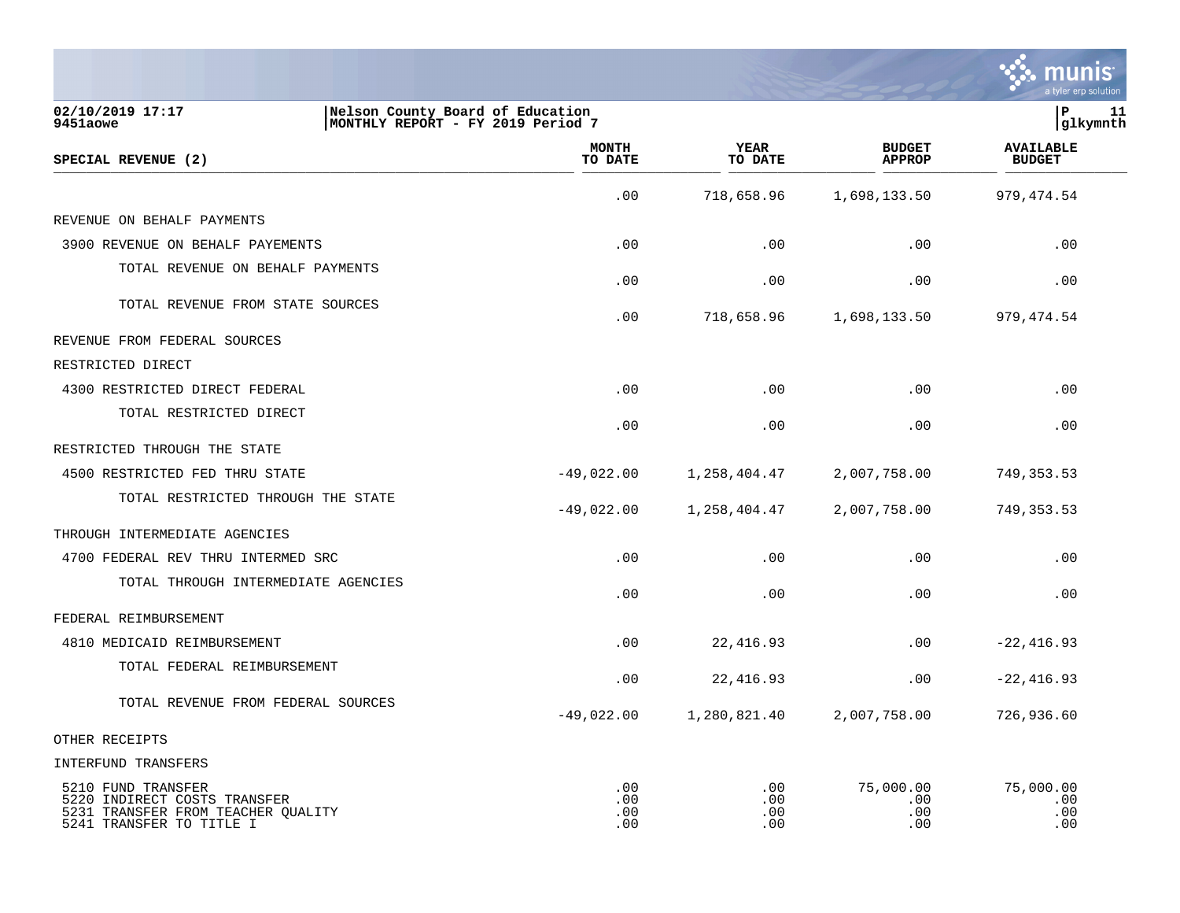02/10/2019 17:17 | Nelson County Board of Education
9451aowe | MONTHLY REPORT - FY 2019 Period 7

P 11
glkymnth

| SPECIAL REVENUE (2) | MONTH TO DATE | YEAR TO DATE | BUDGET APPROP | AVAILABLE BUDGET |
|---|---|---|---|---|
| | .00 | 718,658.96 | 1,698,133.50 | 979,474.54 |
| REVENUE ON BEHALF PAYMENTS | | | | |
| 3900 REVENUE ON BEHALF PAYEMENTS | .00 | .00 | .00 | .00 |
| TOTAL REVENUE ON BEHALF PAYMENTS | .00 | .00 | .00 | .00 |
| TOTAL REVENUE FROM STATE SOURCES | .00 | 718,658.96 | 1,698,133.50 | 979,474.54 |
| REVENUE FROM FEDERAL SOURCES | | | | |
| RESTRICTED DIRECT | | | | |
| 4300 RESTRICTED DIRECT FEDERAL | .00 | .00 | .00 | .00 |
| TOTAL RESTRICTED DIRECT | .00 | .00 | .00 | .00 |
| RESTRICTED THROUGH THE STATE | | | | |
| 4500 RESTRICTED FED THRU STATE | -49,022.00 | 1,258,404.47 | 2,007,758.00 | 749,353.53 |
| TOTAL RESTRICTED THROUGH THE STATE | -49,022.00 | 1,258,404.47 | 2,007,758.00 | 749,353.53 |
| THROUGH INTERMEDIATE AGENCIES | | | | |
| 4700 FEDERAL REV THRU INTERMED SRC | .00 | .00 | .00 | .00 |
| TOTAL THROUGH INTERMEDIATE AGENCIES | .00 | .00 | .00 | .00 |
| FEDERAL REIMBURSEMENT | | | | |
| 4810 MEDICAID REIMBURSEMENT | .00 | 22,416.93 | .00 | -22,416.93 |
| TOTAL FEDERAL REIMBURSEMENT | .00 | 22,416.93 | .00 | -22,416.93 |
| TOTAL REVENUE FROM FEDERAL SOURCES | -49,022.00 | 1,280,821.40 | 2,007,758.00 | 726,936.60 |
| OTHER RECEIPTS | | | | |
| INTERFUND TRANSFERS | | | | |
| 5210 FUND TRANSFER | .00 | .00 | 75,000.00 | 75,000.00 |
| 5220 INDIRECT COSTS TRANSFER | .00 | .00 | .00 | .00 |
| 5231 TRANSFER FROM TEACHER QUALITY | .00 | .00 | .00 | .00 |
| 5241 TRANSFER TO TITLE I | .00 | .00 | .00 | .00 |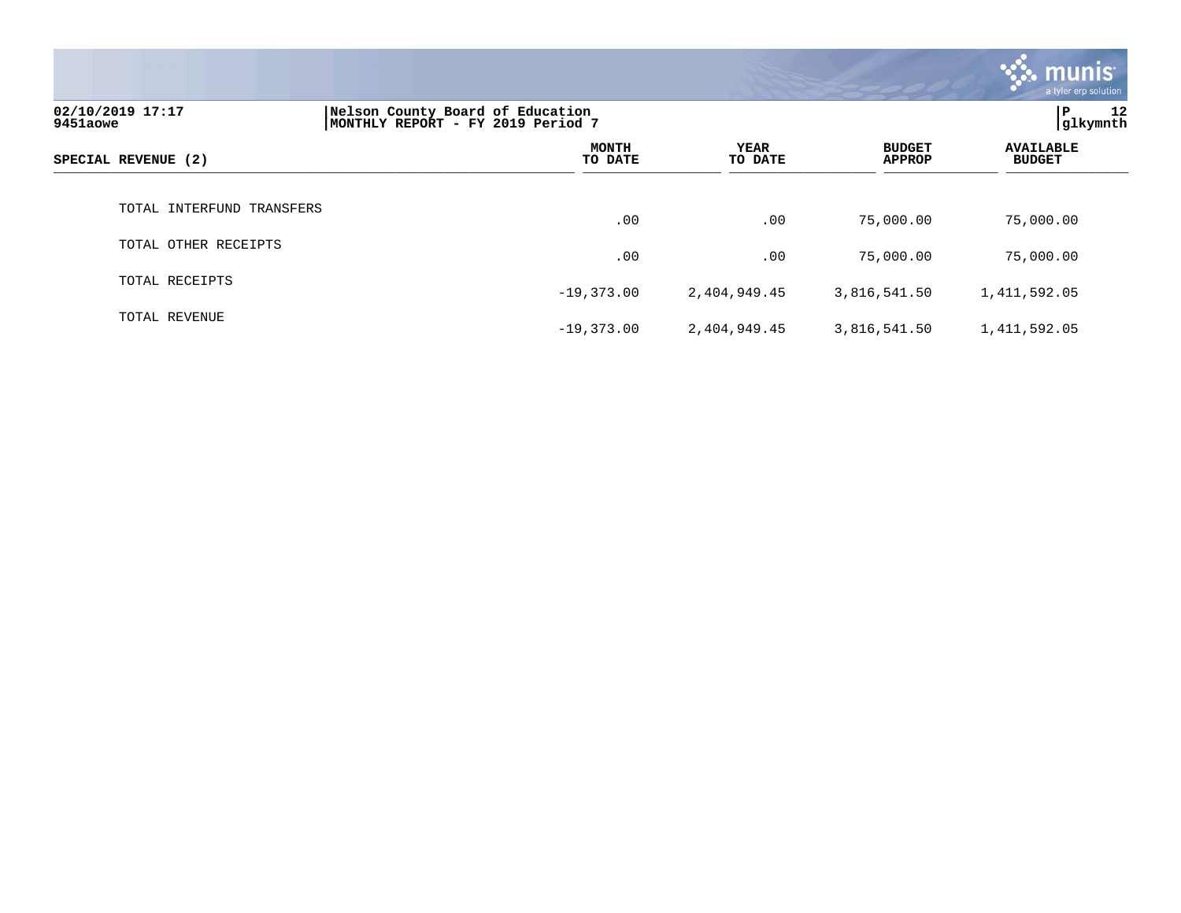| SPECIAL REVENUE (2) | MONTH TO DATE | YEAR TO DATE | BUDGET APPROP | AVAILABLE BUDGET |
|---|---|---|---|---|
| TOTAL INTERFUND TRANSFERS | .00 | .00 | 75,000.00 | 75,000.00 |
| TOTAL OTHER RECEIPTS | .00 | .00 | 75,000.00 | 75,000.00 |
| TOTAL RECEIPTS | -19,373.00 | 2,404,949.45 | 3,816,541.50 | 1,411,592.05 |
| TOTAL REVENUE | -19,373.00 | 2,404,949.45 | 3,816,541.50 | 1,411,592.05 |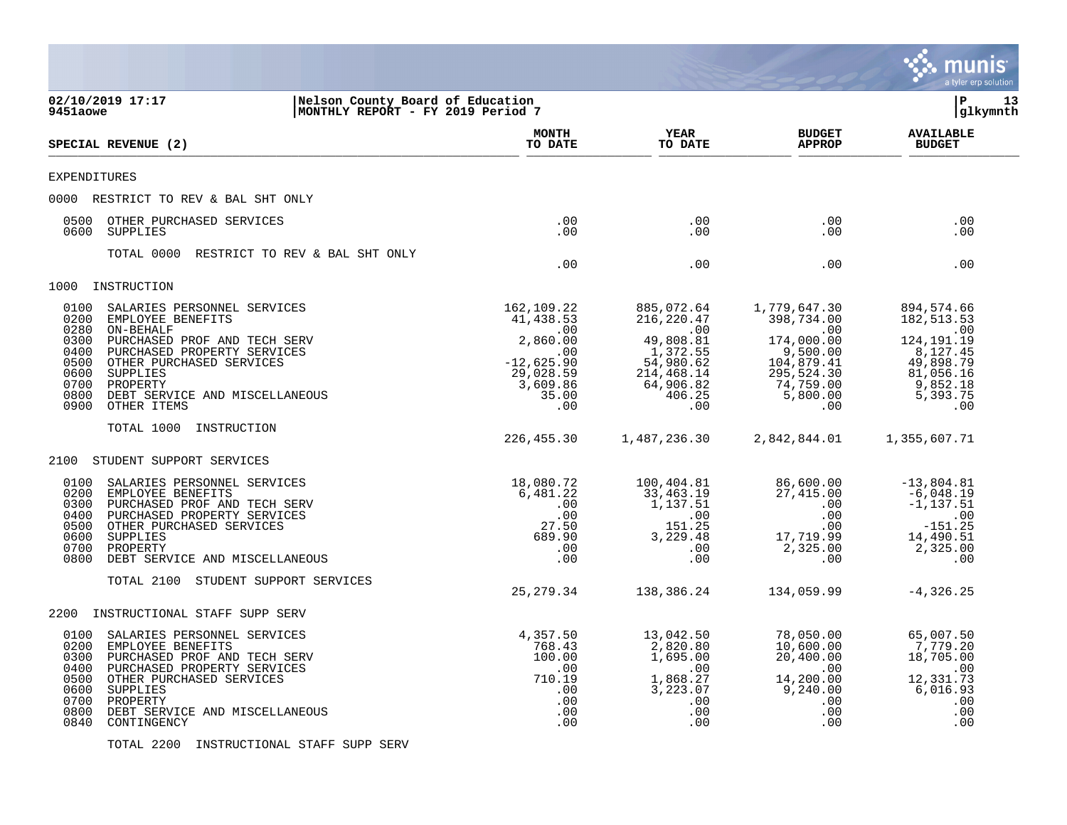**02/10/2019 17:17** | **Nelson County Board of Education** | **P 13**
**9451aowe** | **MONTHLY REPORT - FY 2019 Period 7** | **glkymnth**

| SPECIAL REVENUE (2) | MONTH TO DATE | YEAR TO DATE | BUDGET APPROP | AVAILABLE BUDGET |
|---|---|---|---|---|
| **EXPENDITURES** | | | | |
| **0000 RESTRICT TO REV & BAL SHT ONLY** | | | | |
| 0500 OTHER PURCHASED SERVICES | .00 | .00 | .00 | .00 |
| 0600 SUPPLIES | .00 | .00 | .00 | .00 |
| TOTAL 0000 RESTRICT TO REV & BAL SHT ONLY | .00 | .00 | .00 | .00 |
| **1000 INSTRUCTION** | | | | |
| 0100 SALARIES PERSONNEL SERVICES | 162,109.22 | 885,072.64 | 1,779,647.30 | 894,574.66 |
| 0200 EMPLOYEE BENEFITS | 41,438.53 | 216,220.47 | 398,734.00 | 182,513.53 |
| 0280 ON-BEHALF | .00 | .00 | .00 | .00 |
| 0300 PURCHASED PROF AND TECH SERV | 2,860.00 | 49,808.81 | 174,000.00 | 124,191.19 |
| 0400 PURCHASED PROPERTY SERVICES | .00 | 1,372.55 | 9,500.00 | 8,127.45 |
| 0500 OTHER PURCHASED SERVICES | -12,625.90 | 54,980.62 | 104,879.41 | 49,898.79 |
| 0600 SUPPLIES | 29,028.59 | 214,468.14 | 295,524.30 | 81,056.16 |
| 0700 PROPERTY | 3,609.86 | 64,906.82 | 74,759.00 | 9,852.18 |
| 0800 DEBT SERVICE AND MISCELLANEOUS | 35.00 | 406.25 | 5,800.00 | 5,393.75 |
| 0900 OTHER ITEMS | .00 | .00 | .00 | .00 |
| TOTAL 1000 INSTRUCTION | 226,455.30 | 1,487,236.30 | 2,842,844.01 | 1,355,607.71 |
| **2100 STUDENT SUPPORT SERVICES** | | | | |
| 0100 SALARIES PERSONNEL SERVICES | 18,080.72 | 100,404.81 | 86,600.00 | -13,804.81 |
| 0200 EMPLOYEE BENEFITS | 6,481.22 | 33,463.19 | 27,415.00 | -6,048.19 |
| 0300 PURCHASED PROF AND TECH SERV | .00 | 1,137.51 | .00 | -1,137.51 |
| 0400 PURCHASED PROPERTY SERVICES | .00 | .00 | .00 | .00 |
| 0500 OTHER PURCHASED SERVICES | 27.50 | 151.25 | .00 | -151.25 |
| 0600 SUPPLIES | 689.90 | 3,229.48 | 17,719.99 | 14,490.51 |
| 0700 PROPERTY | .00 | .00 | 2,325.00 | 2,325.00 |
| 0800 DEBT SERVICE AND MISCELLANEOUS | .00 | .00 | .00 | .00 |
| TOTAL 2100 STUDENT SUPPORT SERVICES | 25,279.34 | 138,386.24 | 134,059.99 | -4,326.25 |
| **2200 INSTRUCTIONAL STAFF SUPP SERV** | | | | |
| 0100 SALARIES PERSONNEL SERVICES | 4,357.50 | 13,042.50 | 78,050.00 | 65,007.50 |
| 0200 EMPLOYEE BENEFITS | 768.43 | 2,820.80 | 10,600.00 | 7,779.20 |
| 0300 PURCHASED PROF AND TECH SERV | 100.00 | 1,695.00 | 20,400.00 | 18,705.00 |
| 0400 PURCHASED PROPERTY SERVICES | .00 | .00 | .00 | .00 |
| 0500 OTHER PURCHASED SERVICES | 710.19 | 1,868.27 | 14,200.00 | 12,331.73 |
| 0600 SUPPLIES | .00 | 3,223.07 | 9,240.00 | 6,016.93 |
| 0700 PROPERTY | .00 | .00 | .00 | .00 |
| 0800 DEBT SERVICE AND MISCELLANEOUS | .00 | .00 | .00 | .00 |
| 0840 CONTINGENCY | .00 | .00 | .00 | .00 |
| TOTAL 2200 INSTRUCTIONAL STAFF SUPP SERV | | | | |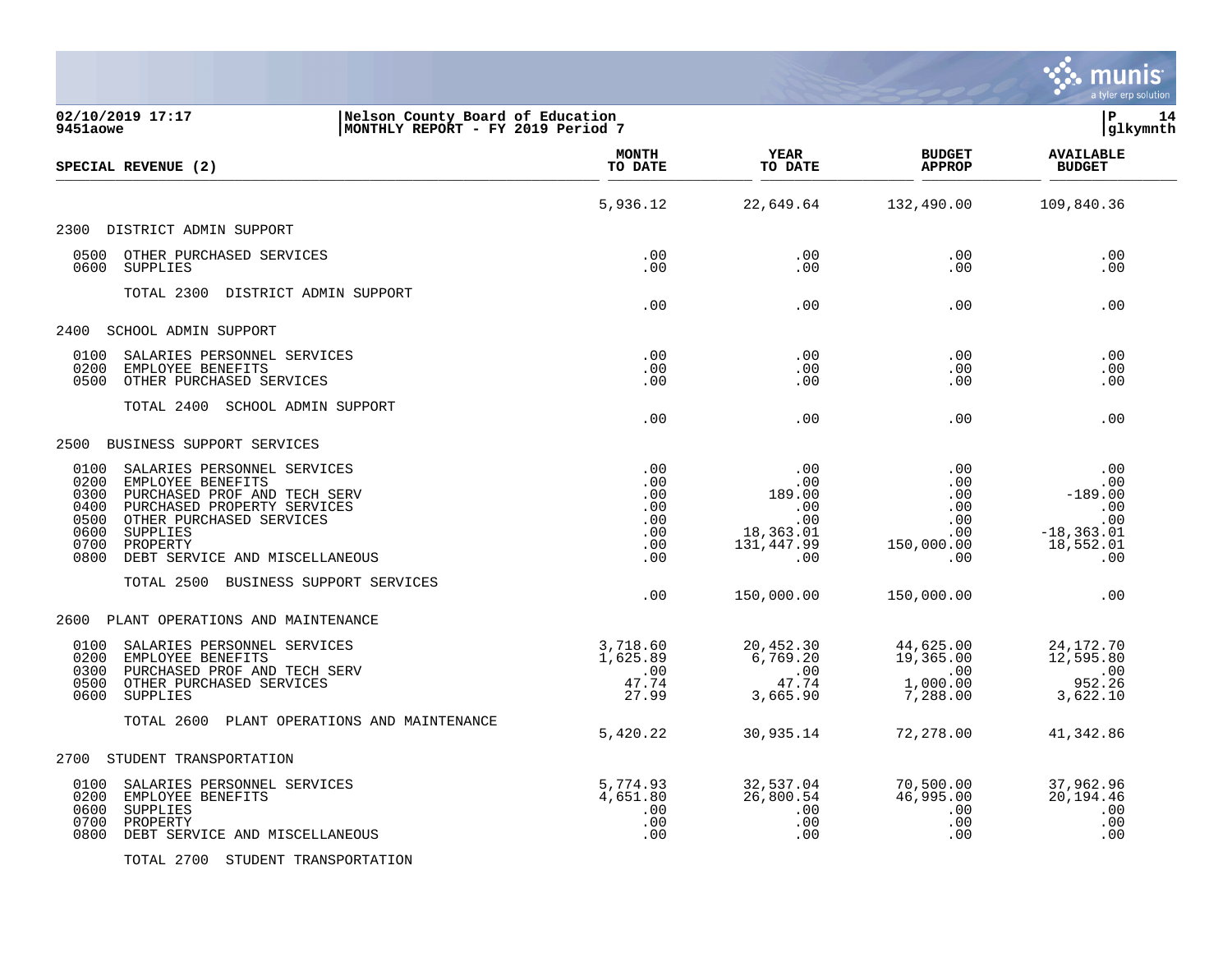02/10/2019 17:17 | Nelson County Board of Education | P 14
9451aowe | MONTHLY REPORT - FY 2019 Period 7 | glkymnth

| SPECIAL REVENUE (2) | MONTH TO DATE | YEAR TO DATE | BUDGET APPROP | AVAILABLE BUDGET |
|---|---|---|---|---|
| | 5,936.12 | 22,649.64 | 132,490.00 | 109,840.36 |
| **2300 DISTRICT ADMIN SUPPORT** | | | | |
| 0500 OTHER PURCHASED SERVICES | .00 | .00 | .00 | .00 |
| 0600 SUPPLIES | .00 | .00 | .00 | .00 |
| TOTAL 2300 DISTRICT ADMIN SUPPORT | .00 | .00 | .00 | .00 |
| **2400 SCHOOL ADMIN SUPPORT** | | | | |
| 0100 SALARIES PERSONNEL SERVICES | .00 | .00 | .00 | .00 |
| 0200 EMPLOYEE BENEFITS | .00 | .00 | .00 | .00 |
| 0500 OTHER PURCHASED SERVICES | .00 | .00 | .00 | .00 |
| TOTAL 2400 SCHOOL ADMIN SUPPORT | .00 | .00 | .00 | .00 |
| **2500 BUSINESS SUPPORT SERVICES** | | | | |
| 0100 SALARIES PERSONNEL SERVICES | .00 | .00 | .00 | .00 |
| 0200 EMPLOYEE BENEFITS | .00 | .00 | .00 | .00 |
| 0300 PURCHASED PROF AND TECH SERV | .00 | 189.00 | .00 | -189.00 |
| 0400 PURCHASED PROPERTY SERVICES | .00 | .00 | .00 | .00 |
| 0500 OTHER PURCHASED SERVICES | .00 | .00 | .00 | .00 |
| 0600 SUPPLIES | .00 | 18,363.01 | .00 | -18,363.01 |
| 0700 PROPERTY | .00 | 131,447.99 | 150,000.00 | 18,552.01 |
| 0800 DEBT SERVICE AND MISCELLANEOUS | .00 | .00 | .00 | .00 |
| TOTAL 2500 BUSINESS SUPPORT SERVICES | .00 | 150,000.00 | 150,000.00 | .00 |
| **2600 PLANT OPERATIONS AND MAINTENANCE** | | | | |
| 0100 SALARIES PERSONNEL SERVICES | 3,718.60 | 20,452.30 | 44,625.00 | 24,172.70 |
| 0200 EMPLOYEE BENEFITS | 1,625.89 | 6,769.20 | 19,365.00 | 12,595.80 |
| 0300 PURCHASED PROF AND TECH SERV | .00 | .00 | .00 | .00 |
| 0500 OTHER PURCHASED SERVICES | 47.74 | 47.74 | 1,000.00 | 952.26 |
| 0600 SUPPLIES | 27.99 | 3,665.90 | 7,288.00 | 3,622.10 |
| TOTAL 2600 PLANT OPERATIONS AND MAINTENANCE | 5,420.22 | 30,935.14 | 72,278.00 | 41,342.86 |
| **2700 STUDENT TRANSPORTATION** | | | | |
| 0100 SALARIES PERSONNEL SERVICES | 5,774.93 | 32,537.04 | 70,500.00 | 37,962.96 |
| 0200 EMPLOYEE BENEFITS | 4,651.80 | 26,800.54 | 46,995.00 | 20,194.46 |
| 0600 SUPPLIES | .00 | .00 | .00 | .00 |
| 0700 PROPERTY | .00 | .00 | .00 | .00 |
| 0800 DEBT SERVICE AND MISCELLANEOUS | .00 | .00 | .00 | .00 |
| TOTAL 2700 STUDENT TRANSPORTATION | | | | |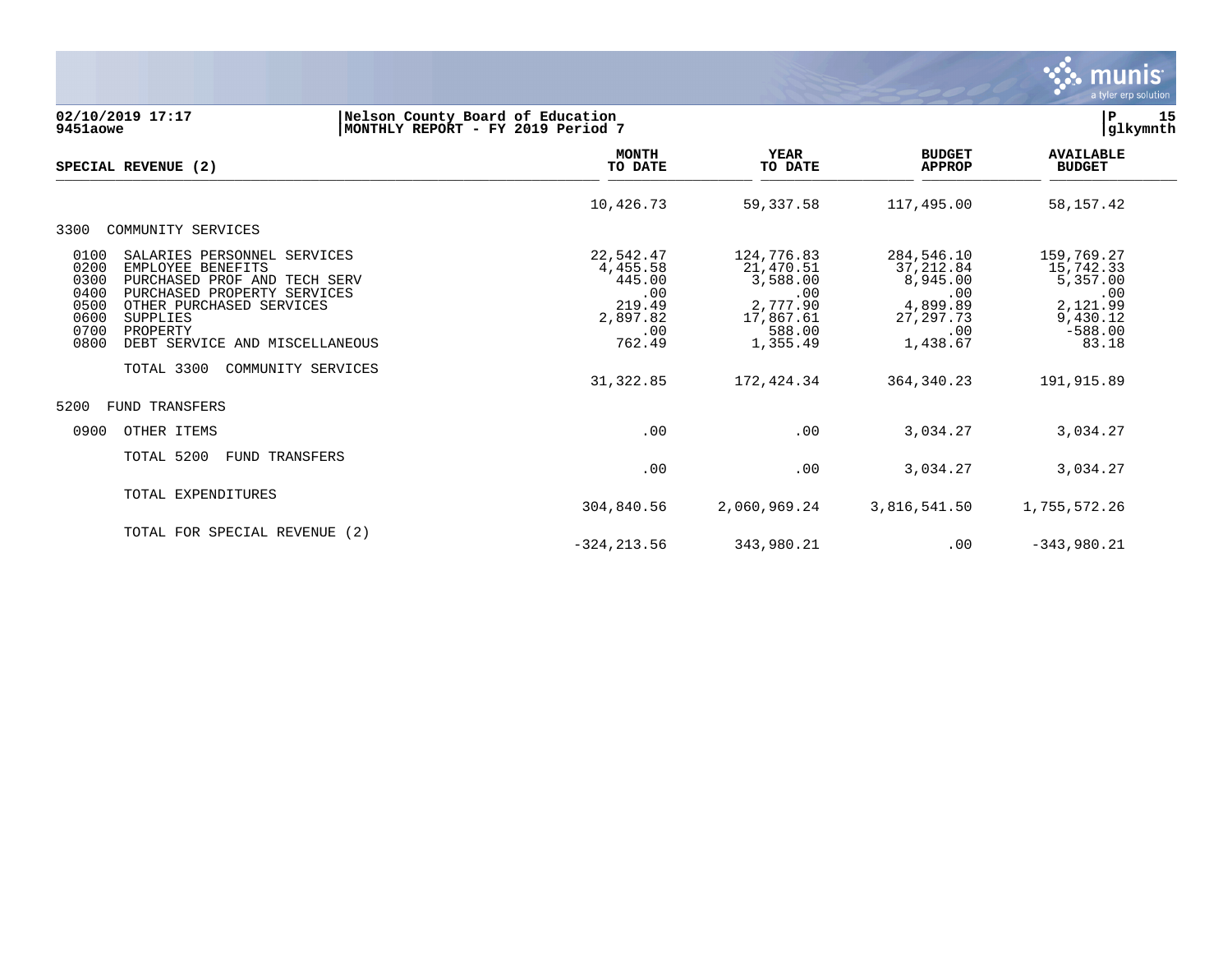Nelson County Board of Education
MONTHLY REPORT - FY 2019 Period 7

| SPECIAL REVENUE (2) | MONTH TO DATE | YEAR TO DATE | BUDGET APPROP | AVAILABLE BUDGET |
|---|---|---|---|---|
| | 10,426.73 | 59,337.58 | 117,495.00 | 58,157.42 |
| 3300 COMMUNITY SERVICES | | | | |
| 0100 SALARIES PERSONNEL SERVICES | 22,542.47 | 124,776.83 | 284,546.10 | 159,769.27 |
| 0200 EMPLOYEE BENEFITS | 4,455.58 | 21,470.51 | 37,212.84 | 15,742.33 |
| 0300 PURCHASED PROF AND TECH SERV | 445.00 | 3,588.00 | 8,945.00 | 5,357.00 |
| 0400 PURCHASED PROPERTY SERVICES | .00 | .00 | .00 | .00 |
| 0500 OTHER PURCHASED SERVICES | 219.49 | 2,777.90 | 4,899.89 | 2,121.99 |
| 0600 SUPPLIES | 2,897.82 | 17,867.61 | 27,297.73 | 9,430.12 |
| 0700 PROPERTY | .00 | 588.00 | .00 | -588.00 |
| 0800 DEBT SERVICE AND MISCELLANEOUS | 762.49 | 1,355.49 | 1,438.67 | 83.18 |
| TOTAL 3300 COMMUNITY SERVICES | 31,322.85 | 172,424.34 | 364,340.23 | 191,915.89 |
| 5200 FUND TRANSFERS | | | | |
| 0900 OTHER ITEMS | .00 | .00 | 3,034.27 | 3,034.27 |
| TOTAL 5200 FUND TRANSFERS | .00 | .00 | 3,034.27 | 3,034.27 |
| TOTAL EXPENDITURES | 304,840.56 | 2,060,969.24 | 3,816,541.50 | 1,755,572.26 |
| TOTAL FOR SPECIAL REVENUE (2) | -324,213.56 | 343,980.21 | .00 | -343,980.21 |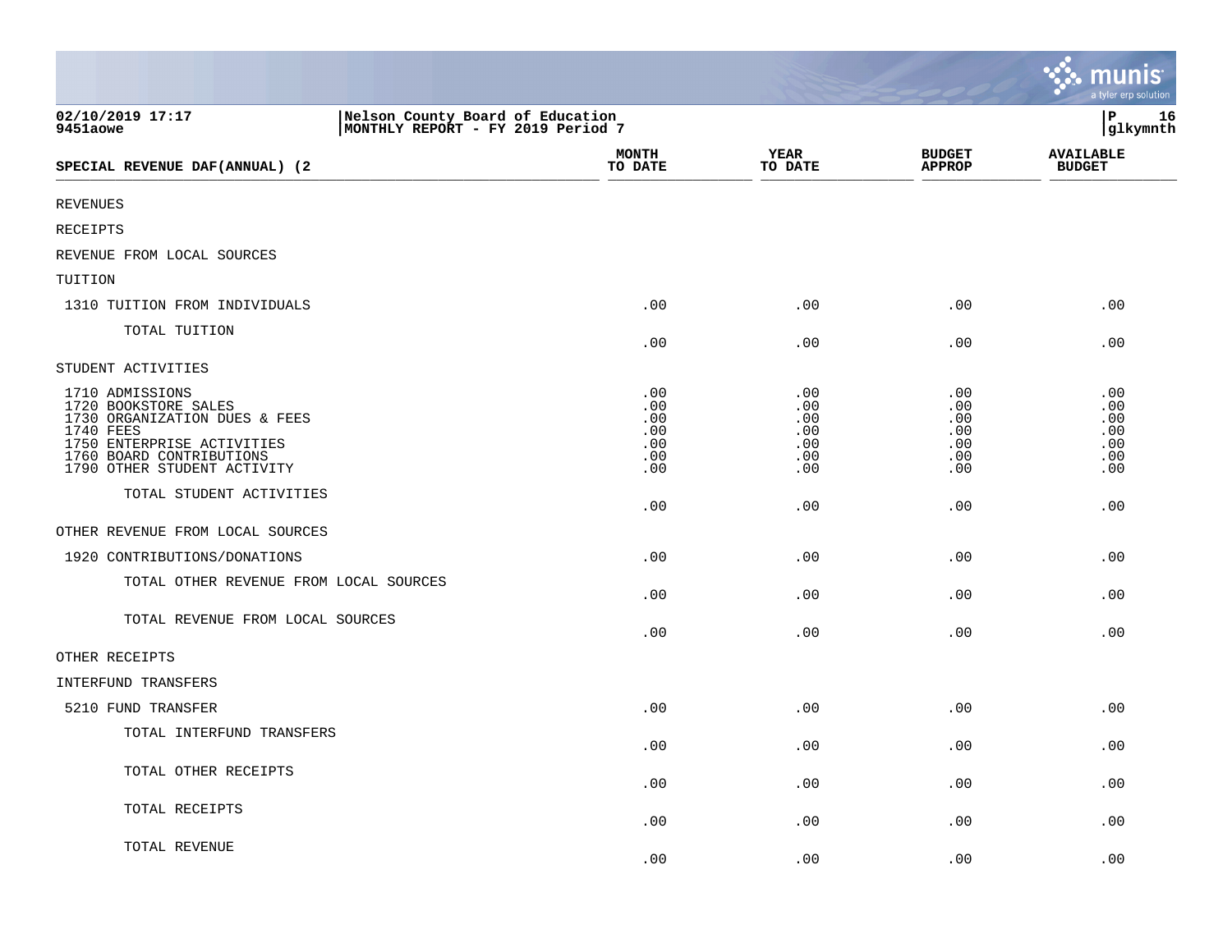02/10/2019 17:17 | Nelson County Board of Education
9451aowe | MONTHLY REPORT - FY 2019 Period 7

P 16
glkymnth

| SPECIAL REVENUE DAF(ANNUAL) (2 | MONTH TO DATE | YEAR TO DATE | BUDGET APPROP | AVAILABLE BUDGET |
|---|---|---|---|---|
| REVENUES | | | | |
| RECEIPTS | | | | |
| REVENUE FROM LOCAL SOURCES | | | | |
| TUITION | | | | |
| 1310 TUITION FROM INDIVIDUALS | .00 | .00 | .00 | .00 |
| TOTAL TUITION | .00 | .00 | .00 | .00 |
| STUDENT ACTIVITIES | | | | |
| 1710 ADMISSIONS | .00 | .00 | .00 | .00 |
| 1720 BOOKSTORE SALES | .00 | .00 | .00 | .00 |
| 1730 ORGANIZATION DUES & FEES | .00 | .00 | .00 | .00 |
| 1740 FEES | .00 | .00 | .00 | .00 |
| 1750 ENTERPRISE ACTIVITIES | .00 | .00 | .00 | .00 |
| 1760 BOARD CONTRIBUTIONS | .00 | .00 | .00 | .00 |
| 1790 OTHER STUDENT ACTIVITY | .00 | .00 | .00 | .00 |
| TOTAL STUDENT ACTIVITIES | .00 | .00 | .00 | .00 |
| OTHER REVENUE FROM LOCAL SOURCES | | | | |
| 1920 CONTRIBUTIONS/DONATIONS | .00 | .00 | .00 | .00 |
| TOTAL OTHER REVENUE FROM LOCAL SOURCES | .00 | .00 | .00 | .00 |
| TOTAL REVENUE FROM LOCAL SOURCES | .00 | .00 | .00 | .00 |
| OTHER RECEIPTS | | | | |
| INTERFUND TRANSFERS | | | | |
| 5210 FUND TRANSFER | .00 | .00 | .00 | .00 |
| TOTAL INTERFUND TRANSFERS | .00 | .00 | .00 | .00 |
| TOTAL OTHER RECEIPTS | .00 | .00 | .00 | .00 |
| TOTAL RECEIPTS | .00 | .00 | .00 | .00 |
| TOTAL REVENUE | .00 | .00 | .00 | .00 |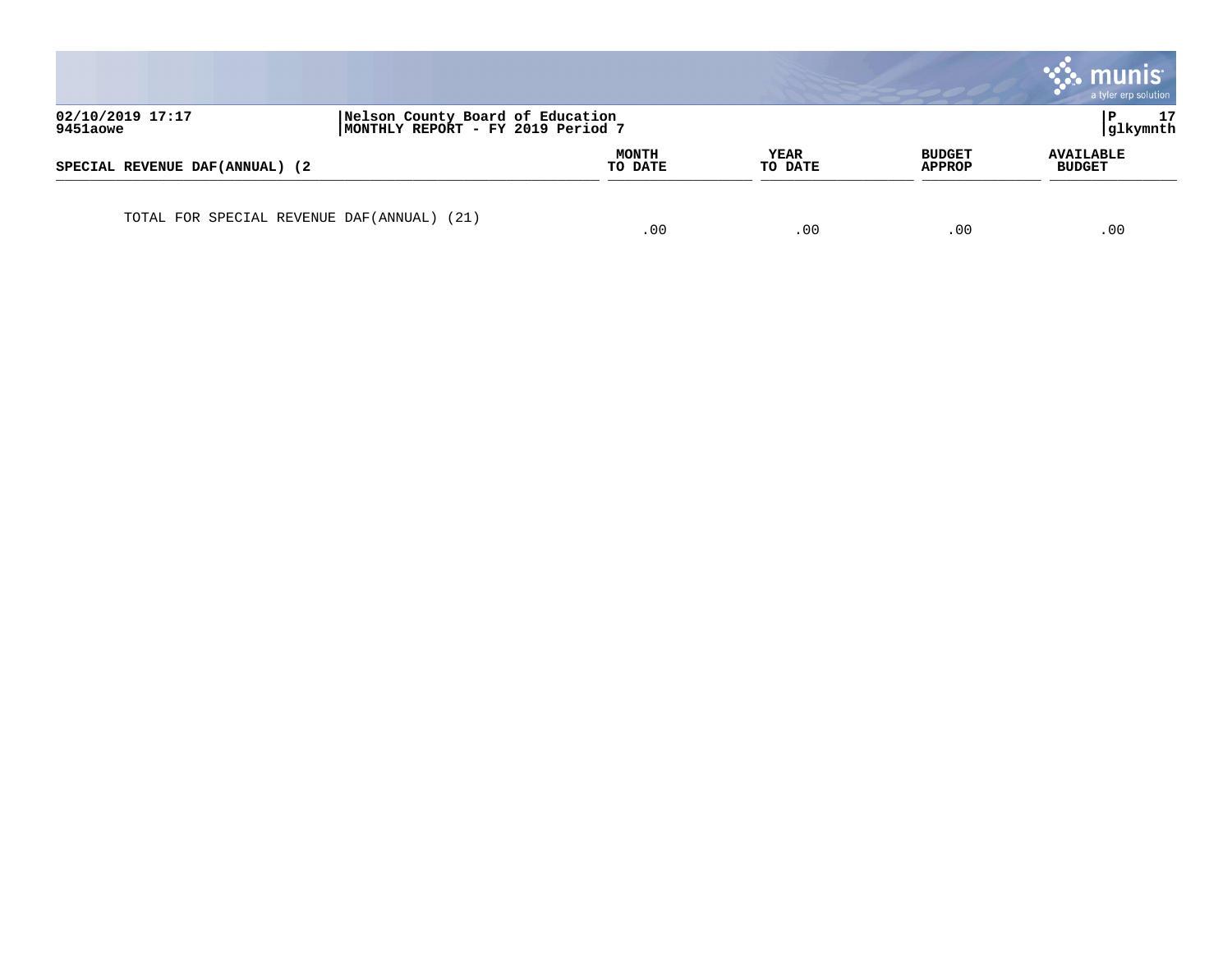| SPECIAL REVENUE DAF(ANNUAL) (2 | MONTH TO DATE | YEAR TO DATE | BUDGET APPROP | AVAILABLE BUDGET |
| --- | --- | --- | --- | --- |
| TOTAL FOR SPECIAL REVENUE DAF(ANNUAL) (21) | .00 | .00 | .00 | .00 |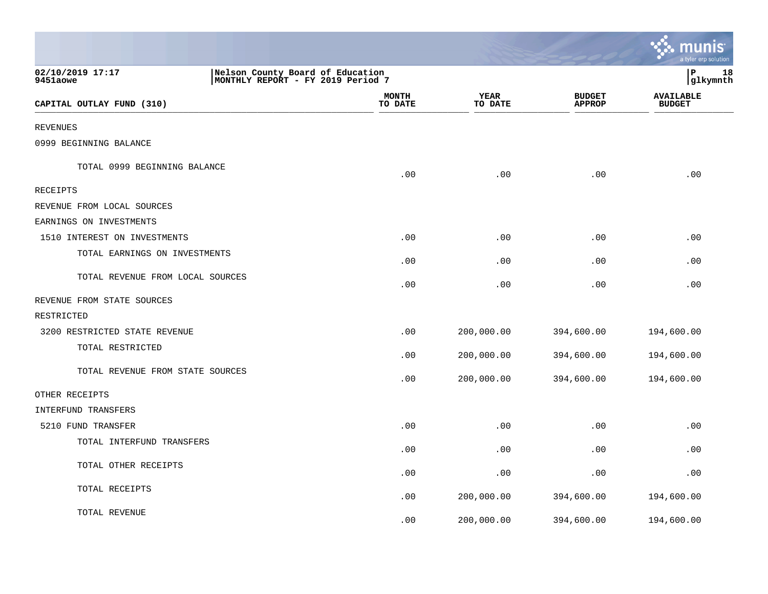02/10/2019 17:17
9451aowe

Nelson County Board of Education
MONTHLY REPORT - FY 2019 Period 7

P 18
glkymnth

| CAPITAL OUTLAY FUND (310) | MONTH TO DATE | YEAR TO DATE | BUDGET APPROP | AVAILABLE BUDGET |
|---|---|---|---|---|
| REVENUES | | | | |
| 0999 BEGINNING BALANCE | | | | |
| TOTAL 0999 BEGINNING BALANCE | .00 | .00 | .00 | .00 |
| RECEIPTS | | | | |
| REVENUE FROM LOCAL SOURCES | | | | |
| EARNINGS ON INVESTMENTS | | | | |
| 1510 INTEREST ON INVESTMENTS | .00 | .00 | .00 | .00 |
| TOTAL EARNINGS ON INVESTMENTS | .00 | .00 | .00 | .00 |
| TOTAL REVENUE FROM LOCAL SOURCES | .00 | .00 | .00 | .00 |
| REVENUE FROM STATE SOURCES | | | | |
| RESTRICTED | | | | |
| 3200 RESTRICTED STATE REVENUE | .00 | 200,000.00 | 394,600.00 | 194,600.00 |
| TOTAL RESTRICTED | .00 | 200,000.00 | 394,600.00 | 194,600.00 |
| TOTAL REVENUE FROM STATE SOURCES | .00 | 200,000.00 | 394,600.00 | 194,600.00 |
| OTHER RECEIPTS | | | | |
| INTERFUND TRANSFERS | | | | |
| 5210 FUND TRANSFER | .00 | .00 | .00 | .00 |
| TOTAL INTERFUND TRANSFERS | .00 | .00 | .00 | .00 |
| TOTAL OTHER RECEIPTS | .00 | .00 | .00 | .00 |
| TOTAL RECEIPTS | .00 | 200,000.00 | 394,600.00 | 194,600.00 |
| TOTAL REVENUE | .00 | 200,000.00 | 394,600.00 | 194,600.00 |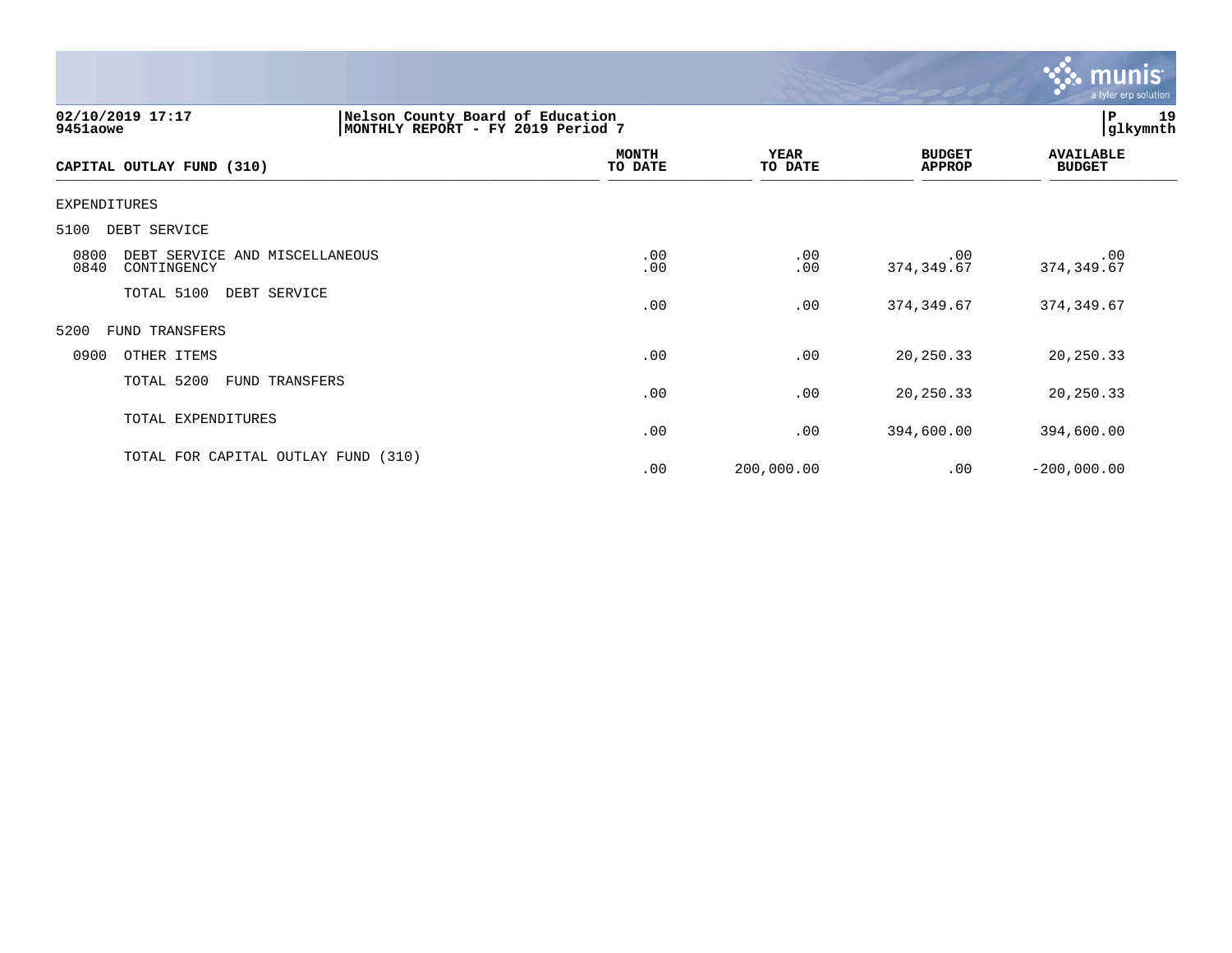Nelson County Board of Education
MONTHLY REPORT - FY 2019 Period 7

| CAPITAL OUTLAY FUND (310) | MONTH TO DATE | YEAR TO DATE | BUDGET APPROP | AVAILABLE BUDGET |
|---|---|---|---|---|
| EXPENDITURES | | | | |
| 5100 DEBT SERVICE | | | | |
| 0800 DEBT SERVICE AND MISCELLANEOUS | .00 | .00 | .00 | .00 |
| 0840 CONTINGENCY | .00 | .00 | 374,349.67 | 374,349.67 |
| TOTAL 5100 DEBT SERVICE | .00 | .00 | 374,349.67 | 374,349.67 |
| 5200 FUND TRANSFERS | | | | |
| 0900 OTHER ITEMS | .00 | .00 | 20,250.33 | 20,250.33 |
| TOTAL 5200 FUND TRANSFERS | .00 | .00 | 20,250.33 | 20,250.33 |
| TOTAL EXPENDITURES | .00 | .00 | 394,600.00 | 394,600.00 |
| TOTAL FOR CAPITAL OUTLAY FUND (310) | .00 | 200,000.00 | .00 | -200,000.00 |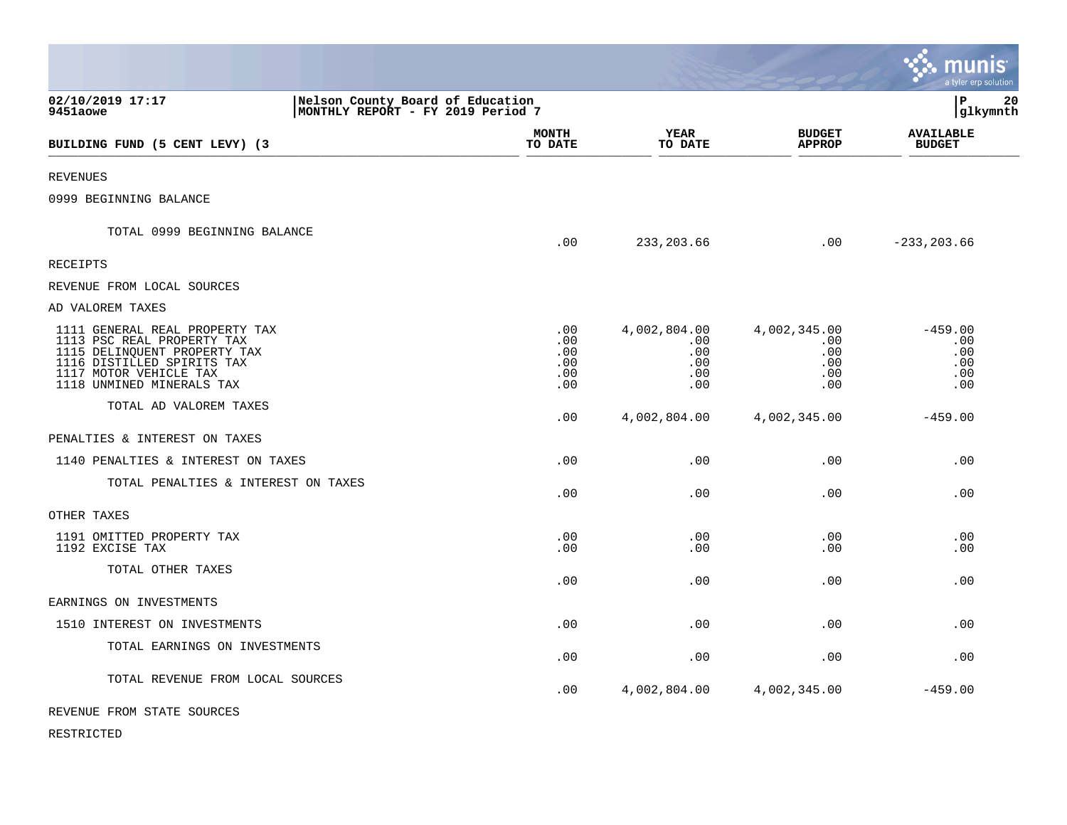02/10/2019 17:17 | Nelson County Board of Education
9451aowe | MONTHLY REPORT - FY 2019 Period 7

P 20 | glkymnth

| BUILDING FUND (5 CENT LEVY) (3 | MONTH TO DATE | YEAR TO DATE | BUDGET APPROP | AVAILABLE BUDGET |
|---|---|---|---|---|
| REVENUES | | | | |
| 0999 BEGINNING BALANCE | | | | |
| TOTAL 0999 BEGINNING BALANCE | .00 | 233,203.66 | .00 | -233,203.66 |
| RECEIPTS | | | | |
| REVENUE FROM LOCAL SOURCES | | | | |
| AD VALOREM TAXES | | | | |
| 1111 GENERAL REAL PROPERTY TAX | .00 | 4,002,804.00 | 4,002,345.00 | -459.00 |
| 1113 PSC REAL PROPERTY TAX | .00 | .00 | .00 | .00 |
| 1115 DELINQUENT PROPERTY TAX | .00 | .00 | .00 | .00 |
| 1116 DISTILLED SPIRITS TAX | .00 | .00 | .00 | .00 |
| 1117 MOTOR VEHICLE TAX | .00 | .00 | .00 | .00 |
| 1118 UNMINED MINERALS TAX | .00 | .00 | .00 | .00 |
| TOTAL AD VALOREM TAXES | .00 | 4,002,804.00 | 4,002,345.00 | -459.00 |
| PENALTIES & INTEREST ON TAXES | | | | |
| 1140 PENALTIES & INTEREST ON TAXES | .00 | .00 | .00 | .00 |
| TOTAL PENALTIES & INTEREST ON TAXES | .00 | .00 | .00 | .00 |
| OTHER TAXES | | | | |
| 1191 OMITTED PROPERTY TAX | .00 | .00 | .00 | .00 |
| 1192 EXCISE TAX | .00 | .00 | .00 | .00 |
| TOTAL OTHER TAXES | .00 | .00 | .00 | .00 |
| EARNINGS ON INVESTMENTS | | | | |
| 1510 INTEREST ON INVESTMENTS | .00 | .00 | .00 | .00 |
| TOTAL EARNINGS ON INVESTMENTS | .00 | .00 | .00 | .00 |
| TOTAL REVENUE FROM LOCAL SOURCES | .00 | 4,002,804.00 | 4,002,345.00 | -459.00 |
| REVENUE FROM STATE SOURCES | | | | |
| RESTRICTED | | | | |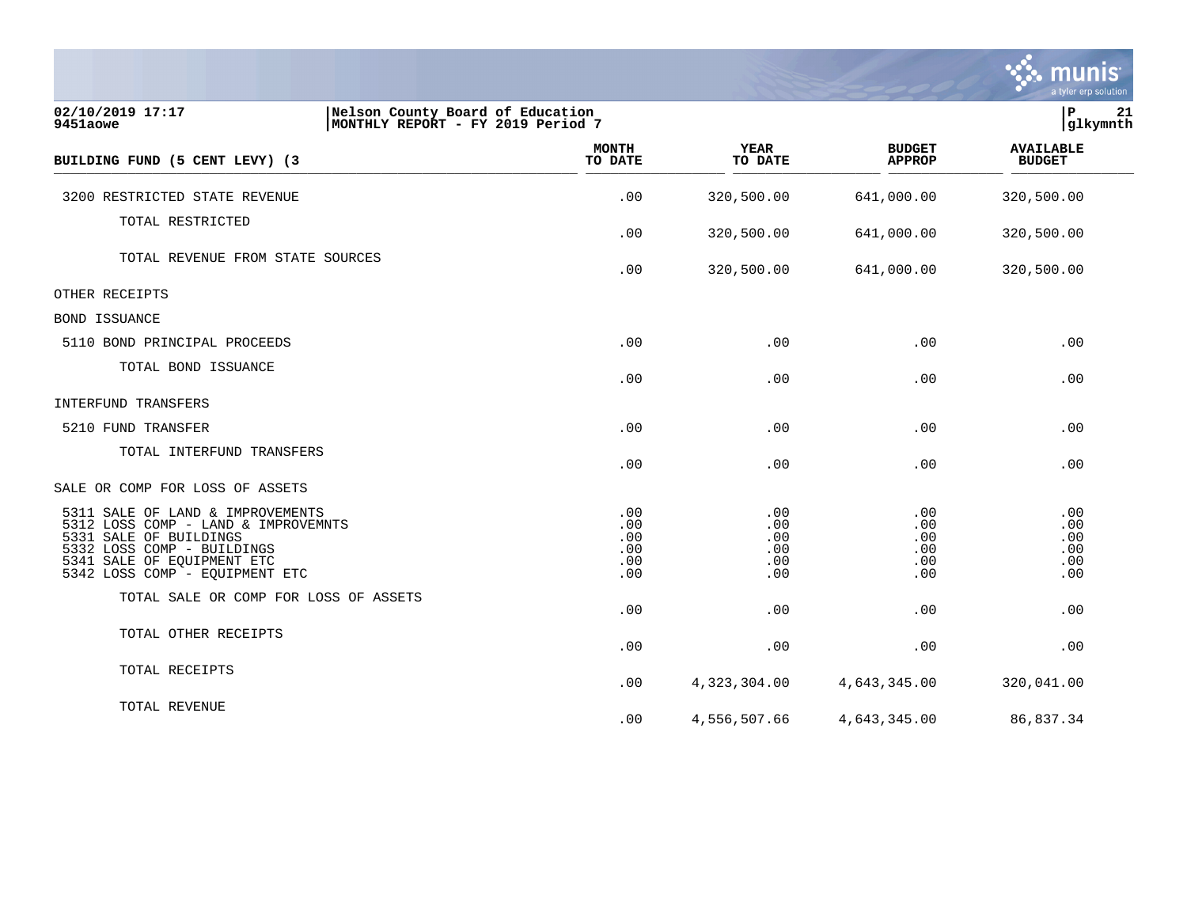02/10/2019 17:17 | Nelson County Board of Education
9451aowe | MONTHLY REPORT - FY 2019 Period 7

| BUILDING FUND (5 CENT LEVY) (3 | MONTH TO DATE | YEAR TO DATE | BUDGET APPROP | AVAILABLE BUDGET |
|---|---|---|---|---|
| 3200 RESTRICTED STATE REVENUE | .00 | 320,500.00 | 641,000.00 | 320,500.00 |
| TOTAL RESTRICTED | .00 | 320,500.00 | 641,000.00 | 320,500.00 |
| TOTAL REVENUE FROM STATE SOURCES | .00 | 320,500.00 | 641,000.00 | 320,500.00 |
| OTHER RECEIPTS | | | | |
| BOND ISSUANCE | | | | |
| 5110 BOND PRINCIPAL PROCEEDS | .00 | .00 | .00 | .00 |
| TOTAL BOND ISSUANCE | .00 | .00 | .00 | .00 |
| INTERFUND TRANSFERS | | | | |
| 5210 FUND TRANSFER | .00 | .00 | .00 | .00 |
| TOTAL INTERFUND TRANSFERS | .00 | .00 | .00 | .00 |
| SALE OR COMP FOR LOSS OF ASSETS | | | | |
| 5311 SALE OF LAND & IMPROVEMENTS | .00 | .00 | .00 | .00 |
| 5312 LOSS COMP - LAND & IMPROVEMNTS | .00 | .00 | .00 | .00 |
| 5331 SALE OF BUILDINGS | .00 | .00 | .00 | .00 |
| 5332 LOSS COMP - BUILDINGS | .00 | .00 | .00 | .00 |
| 5341 SALE OF EQUIPMENT ETC | .00 | .00 | .00 | .00 |
| 5342 LOSS COMP - EQUIPMENT ETC | .00 | .00 | .00 | .00 |
| TOTAL SALE OR COMP FOR LOSS OF ASSETS | .00 | .00 | .00 | .00 |
| TOTAL OTHER RECEIPTS | .00 | .00 | .00 | .00 |
| TOTAL RECEIPTS | .00 | 4,323,304.00 | 4,643,345.00 | 320,041.00 |
| TOTAL REVENUE | .00 | 4,556,507.66 | 4,643,345.00 | 86,837.34 |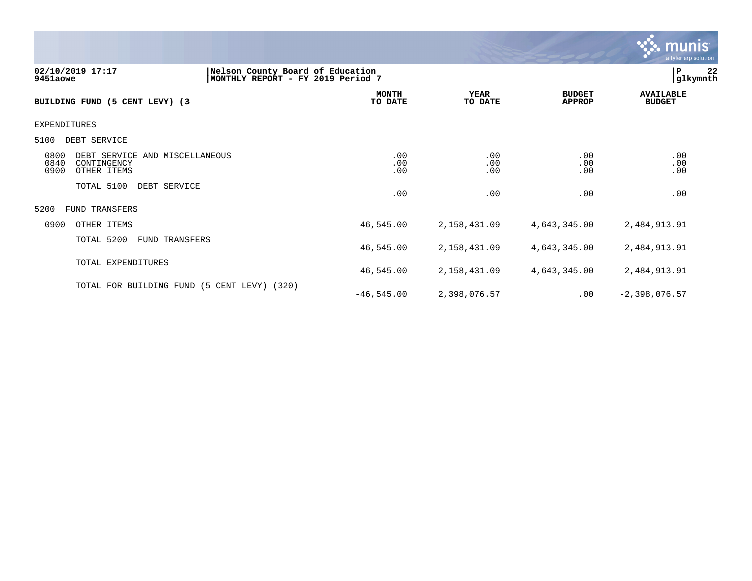**02/10/2019 17:17**
**9451aowe**

**Nelson County Board of Education**
**MONTHLY REPORT - FY 2019 Period 7**

**glkymnth**

| BUILDING FUND (5 CENT LEVY) (3 | MONTH TO DATE | YEAR TO DATE | BUDGET APPROP | AVAILABLE BUDGET |
|---|---|---|---|---|
| EXPENDITURES | | | | |
| 5100 DEBT SERVICE | | | | |
| 0800 DEBT SERVICE AND MISCELLANEOUS | .00 | .00 | .00 | .00 |
| 0840 CONTINGENCY | .00 | .00 | .00 | .00 |
| 0900 OTHER ITEMS | .00 | .00 | .00 | .00 |
| TOTAL 5100 DEBT SERVICE | .00 | .00 | .00 | .00 |
| 5200 FUND TRANSFERS | | | | |
| 0900 OTHER ITEMS | 46,545.00 | 2,158,431.09 | 4,643,345.00 | 2,484,913.91 |
| TOTAL 5200 FUND TRANSFERS | 46,545.00 | 2,158,431.09 | 4,643,345.00 | 2,484,913.91 |
| TOTAL EXPENDITURES | 46,545.00 | 2,158,431.09 | 4,643,345.00 | 2,484,913.91 |
| TOTAL FOR BUILDING FUND (5 CENT LEVY) (320) | -46,545.00 | 2,398,076.57 | .00 | -2,398,076.57 |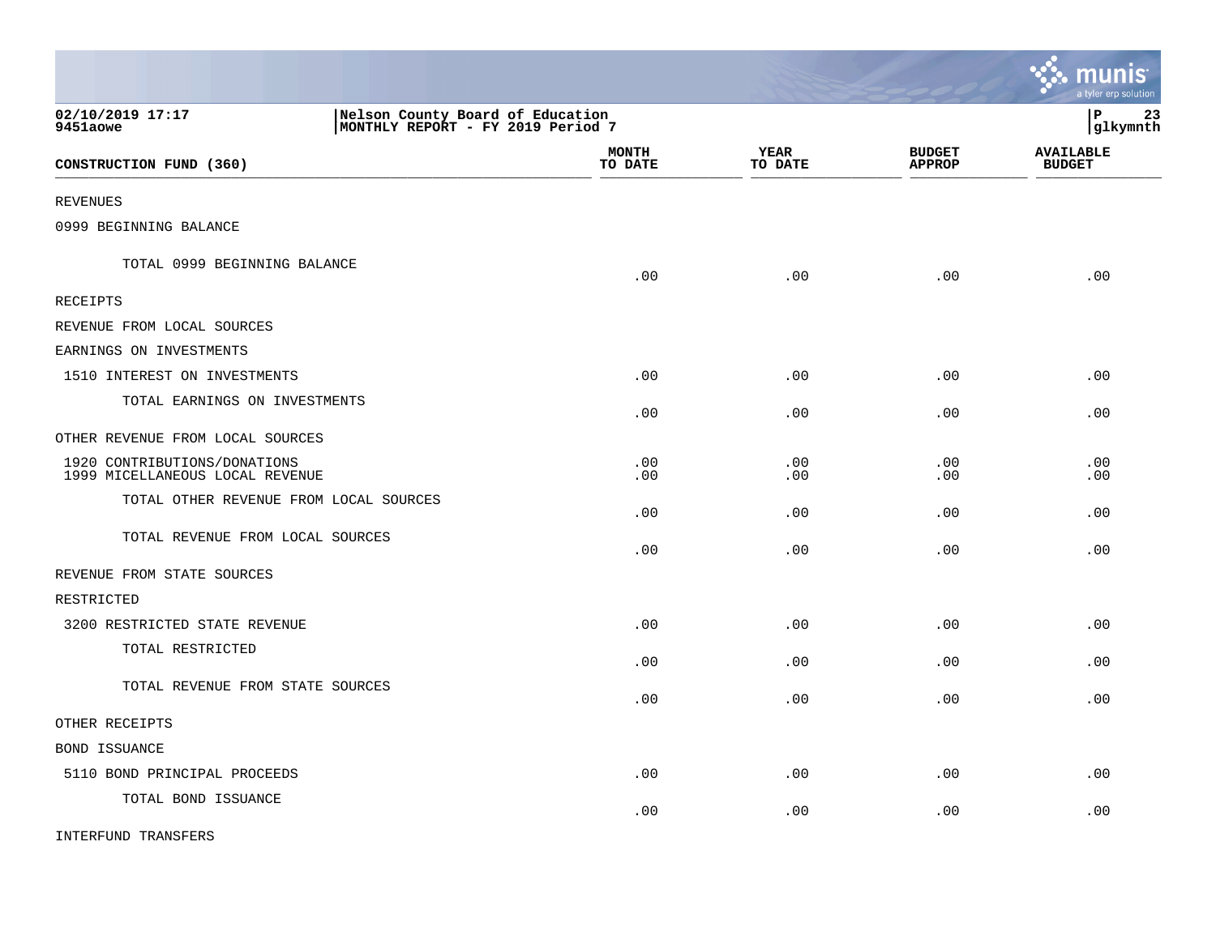02/10/2019 17:17
9451aowe

Nelson County Board of Education
MONTHLY REPORT - FY 2019 Period 7

glkymnth

| CONSTRUCTION FUND (360) | MONTH TO DATE | YEAR TO DATE | BUDGET APPROP | AVAILABLE BUDGET |
|---|---|---|---|---|
| REVENUES | | | | |
| 0999 BEGINNING BALANCE | | | | |
| TOTAL 0999 BEGINNING BALANCE | .00 | .00 | .00 | .00 |
| RECEIPTS | | | | |
| REVENUE FROM LOCAL SOURCES | | | | |
| EARNINGS ON INVESTMENTS | | | | |
| 1510 INTEREST ON INVESTMENTS | .00 | .00 | .00 | .00 |
| TOTAL EARNINGS ON INVESTMENTS | .00 | .00 | .00 | .00 |
| OTHER REVENUE FROM LOCAL SOURCES | | | | |
| 1920 CONTRIBUTIONS/DONATIONS | .00 | .00 | .00 | .00 |
| 1999 MICELLANEOUS LOCAL REVENUE | .00 | .00 | .00 | .00 |
| TOTAL OTHER REVENUE FROM LOCAL SOURCES | .00 | .00 | .00 | .00 |
| TOTAL REVENUE FROM LOCAL SOURCES | .00 | .00 | .00 | .00 |
| REVENUE FROM STATE SOURCES | | | | |
| RESTRICTED | | | | |
| 3200 RESTRICTED STATE REVENUE | .00 | .00 | .00 | .00 |
| TOTAL RESTRICTED | .00 | .00 | .00 | .00 |
| TOTAL REVENUE FROM STATE SOURCES | .00 | .00 | .00 | .00 |
| OTHER RECEIPTS | | | | |
| BOND ISSUANCE | | | | |
| 5110 BOND PRINCIPAL PROCEEDS | .00 | .00 | .00 | .00 |
| TOTAL BOND ISSUANCE | .00 | .00 | .00 | .00 |
| INTERFUND TRANSFERS | | | | |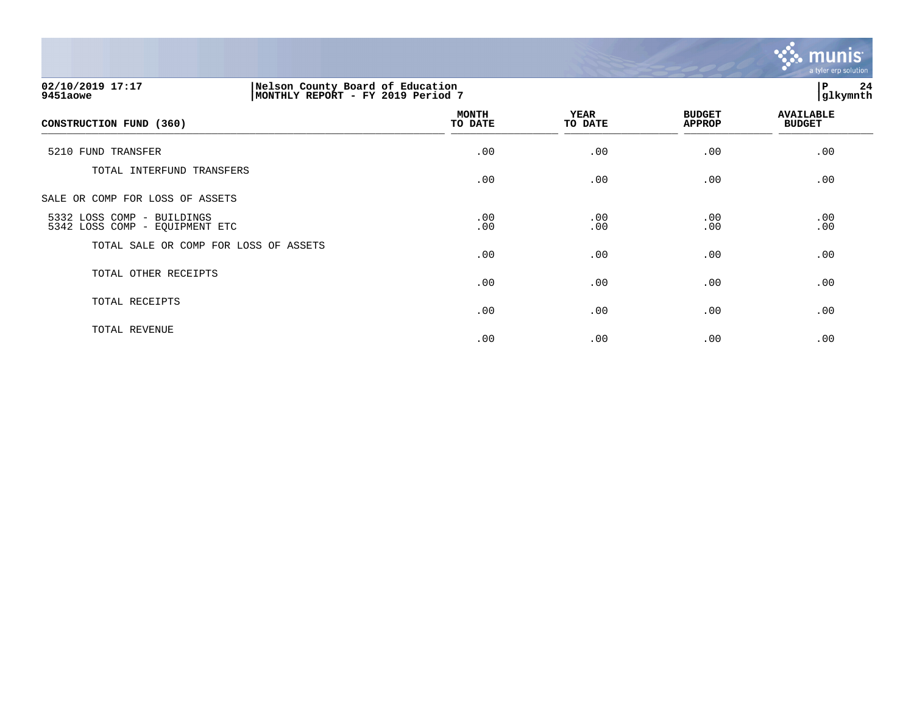02/10/2019 17:17 | Nelson County Board of Education | P 24
9451aowe | MONTHLY REPORT - FY 2019 Period 7 | glkymnth

| CONSTRUCTION FUND (360) | MONTH TO DATE | YEAR TO DATE | BUDGET APPROP | AVAILABLE BUDGET |
|---|---|---|---|---|
| 5210 FUND TRANSFER | .00 | .00 | .00 | .00 |
| TOTAL INTERFUND TRANSFERS | .00 | .00 | .00 | .00 |
| SALE OR COMP FOR LOSS OF ASSETS | | | | |
| 5332 LOSS COMP - BUILDINGS | .00 | .00 | .00 | .00 |
| 5342 LOSS COMP - EQUIPMENT ETC | .00 | .00 | .00 | .00 |
| TOTAL SALE OR COMP FOR LOSS OF ASSETS | .00 | .00 | .00 | .00 |
| TOTAL OTHER RECEIPTS | .00 | .00 | .00 | .00 |
| TOTAL RECEIPTS | .00 | .00 | .00 | .00 |
| TOTAL REVENUE | .00 | .00 | .00 | .00 |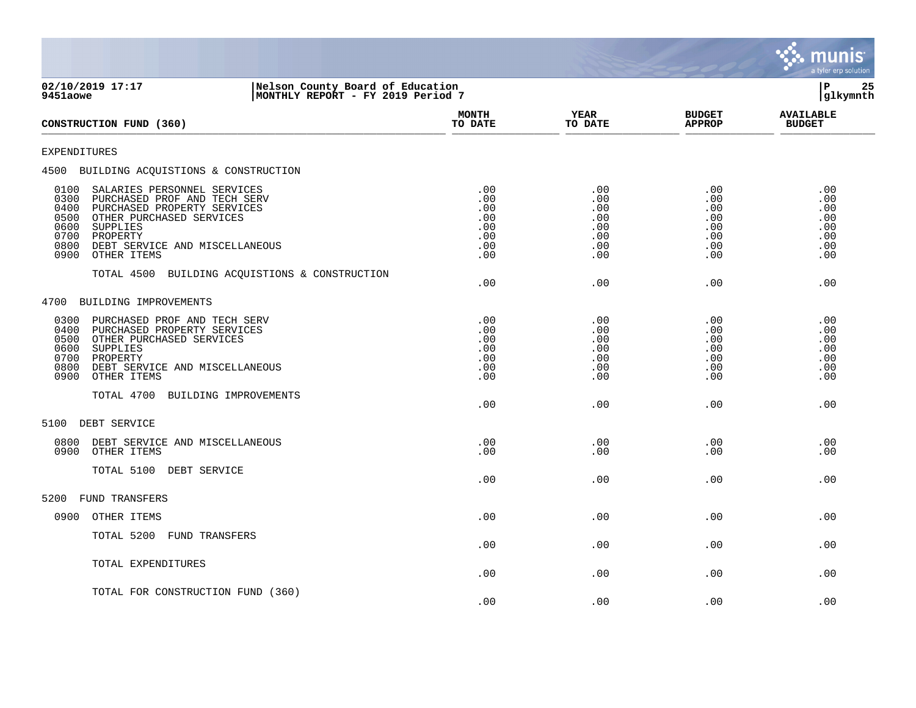02/10/2019 17:17
9451aowe

Nelson County Board of Education
MONTHLY REPORT - FY 2019 Period 7

| CONSTRUCTION FUND (360) | MONTH TO DATE | YEAR TO DATE | BUDGET APPROP | AVAILABLE BUDGET |
|---|---|---|---|---|
| EXPENDITURES | | | | |
| 4500 BUILDING ACQUISTIONS & CONSTRUCTION | | | | |
| 0100 SALARIES PERSONNEL SERVICES | .00 | .00 | .00 | .00 |
| 0300 PURCHASED PROF AND TECH SERV | .00 | .00 | .00 | .00 |
| 0400 PURCHASED PROPERTY SERVICES | .00 | .00 | .00 | .00 |
| 0500 OTHER PURCHASED SERVICES | .00 | .00 | .00 | .00 |
| 0600 SUPPLIES | .00 | .00 | .00 | .00 |
| 0700 PROPERTY | .00 | .00 | .00 | .00 |
| 0800 DEBT SERVICE AND MISCELLANEOUS | .00 | .00 | .00 | .00 |
| 0900 OTHER ITEMS | .00 | .00 | .00 | .00 |
| TOTAL 4500 BUILDING ACQUISTIONS & CONSTRUCTION | .00 | .00 | .00 | .00 |
| 4700 BUILDING IMPROVEMENTS | | | | |
| 0300 PURCHASED PROF AND TECH SERV | .00 | .00 | .00 | .00 |
| 0400 PURCHASED PROPERTY SERVICES | .00 | .00 | .00 | .00 |
| 0500 OTHER PURCHASED SERVICES | .00 | .00 | .00 | .00 |
| 0600 SUPPLIES | .00 | .00 | .00 | .00 |
| 0700 PROPERTY | .00 | .00 | .00 | .00 |
| 0800 DEBT SERVICE AND MISCELLANEOUS | .00 | .00 | .00 | .00 |
| 0900 OTHER ITEMS | .00 | .00 | .00 | .00 |
| TOTAL 4700 BUILDING IMPROVEMENTS | .00 | .00 | .00 | .00 |
| 5100 DEBT SERVICE | | | | |
| 0800 DEBT SERVICE AND MISCELLANEOUS | .00 | .00 | .00 | .00 |
| 0900 OTHER ITEMS | .00 | .00 | .00 | .00 |
| TOTAL 5100 DEBT SERVICE | .00 | .00 | .00 | .00 |
| 5200 FUND TRANSFERS | | | | |
| 0900 OTHER ITEMS | .00 | .00 | .00 | .00 |
| TOTAL 5200 FUND TRANSFERS | .00 | .00 | .00 | .00 |
| TOTAL EXPENDITURES | .00 | .00 | .00 | .00 |
| TOTAL FOR CONSTRUCTION FUND (360) | .00 | .00 | .00 | .00 |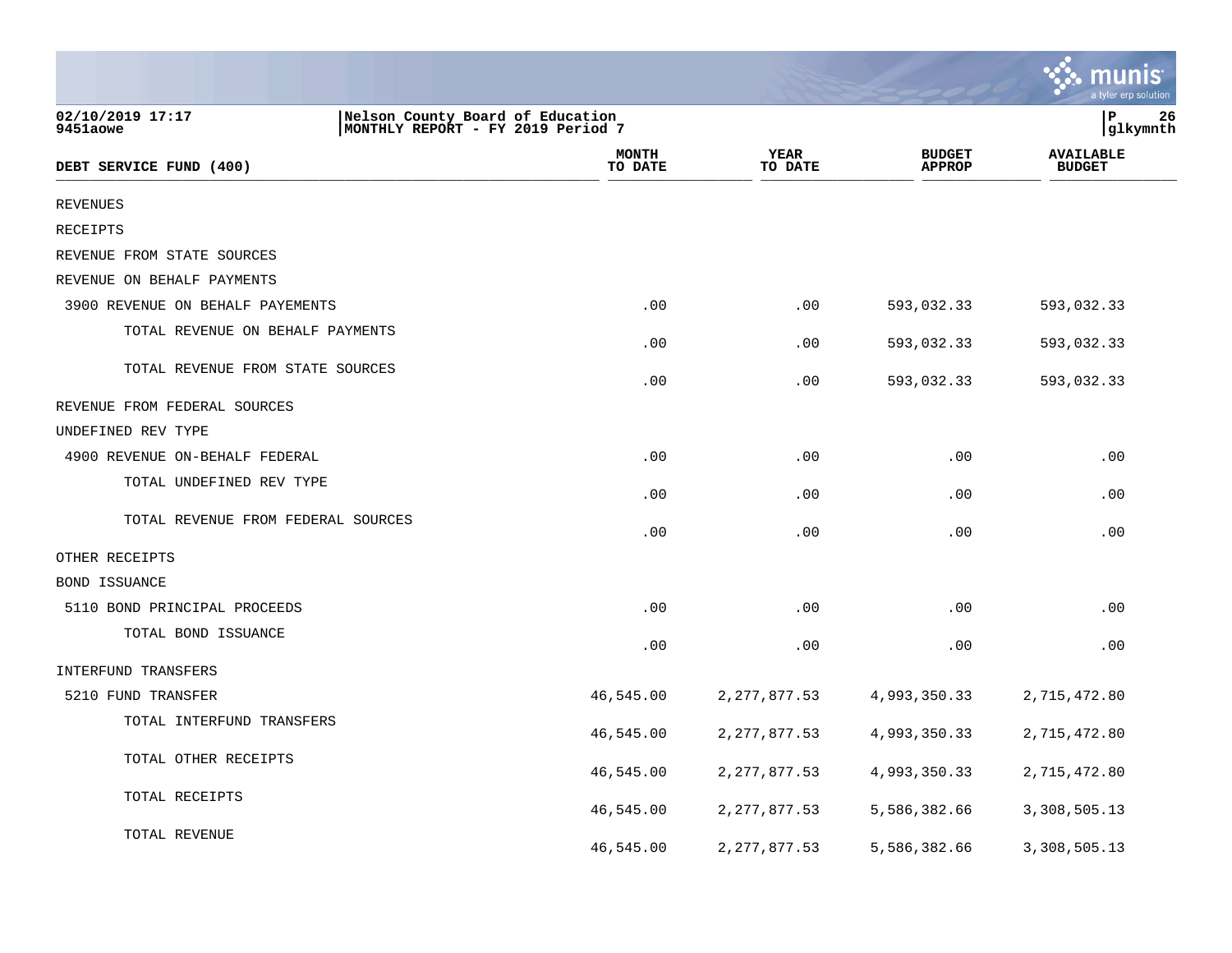02/10/2019 17:17 | Nelson County Board of Education
9451aowe | MONTHLY REPORT - FY 2019 Period 7

P 26
glkymnth

| DEBT SERVICE FUND (400) | MONTH TO DATE | YEAR TO DATE | BUDGET APPROP | AVAILABLE BUDGET |
|---|---|---|---|---|
| REVENUES | | | | |
| RECEIPTS | | | | |
| REVENUE FROM STATE SOURCES | | | | |
| REVENUE ON BEHALF PAYMENTS | | | | |
| 3900 REVENUE ON BEHALF PAYEMENTS | .00 | .00 | 593,032.33 | 593,032.33 |
| TOTAL REVENUE ON BEHALF PAYMENTS | .00 | .00 | 593,032.33 | 593,032.33 |
| TOTAL REVENUE FROM STATE SOURCES | .00 | .00 | 593,032.33 | 593,032.33 |
| REVENUE FROM FEDERAL SOURCES | | | | |
| UNDEFINED REV TYPE | | | | |
| 4900 REVENUE ON-BEHALF FEDERAL | .00 | .00 | .00 | .00 |
| TOTAL UNDEFINED REV TYPE | .00 | .00 | .00 | .00 |
| TOTAL REVENUE FROM FEDERAL SOURCES | .00 | .00 | .00 | .00 |
| OTHER RECEIPTS | | | | |
| BOND ISSUANCE | | | | |
| 5110 BOND PRINCIPAL PROCEEDS | .00 | .00 | .00 | .00 |
| TOTAL BOND ISSUANCE | .00 | .00 | .00 | .00 |
| INTERFUND TRANSFERS | | | | |
| 5210 FUND TRANSFER | 46,545.00 | 2,277,877.53 | 4,993,350.33 | 2,715,472.80 |
| TOTAL INTERFUND TRANSFERS | 46,545.00 | 2,277,877.53 | 4,993,350.33 | 2,715,472.80 |
| TOTAL OTHER RECEIPTS | 46,545.00 | 2,277,877.53 | 4,993,350.33 | 2,715,472.80 |
| TOTAL RECEIPTS | 46,545.00 | 2,277,877.53 | 5,586,382.66 | 3,308,505.13 |
| TOTAL REVENUE | 46,545.00 | 2,277,877.53 | 5,586,382.66 | 3,308,505.13 |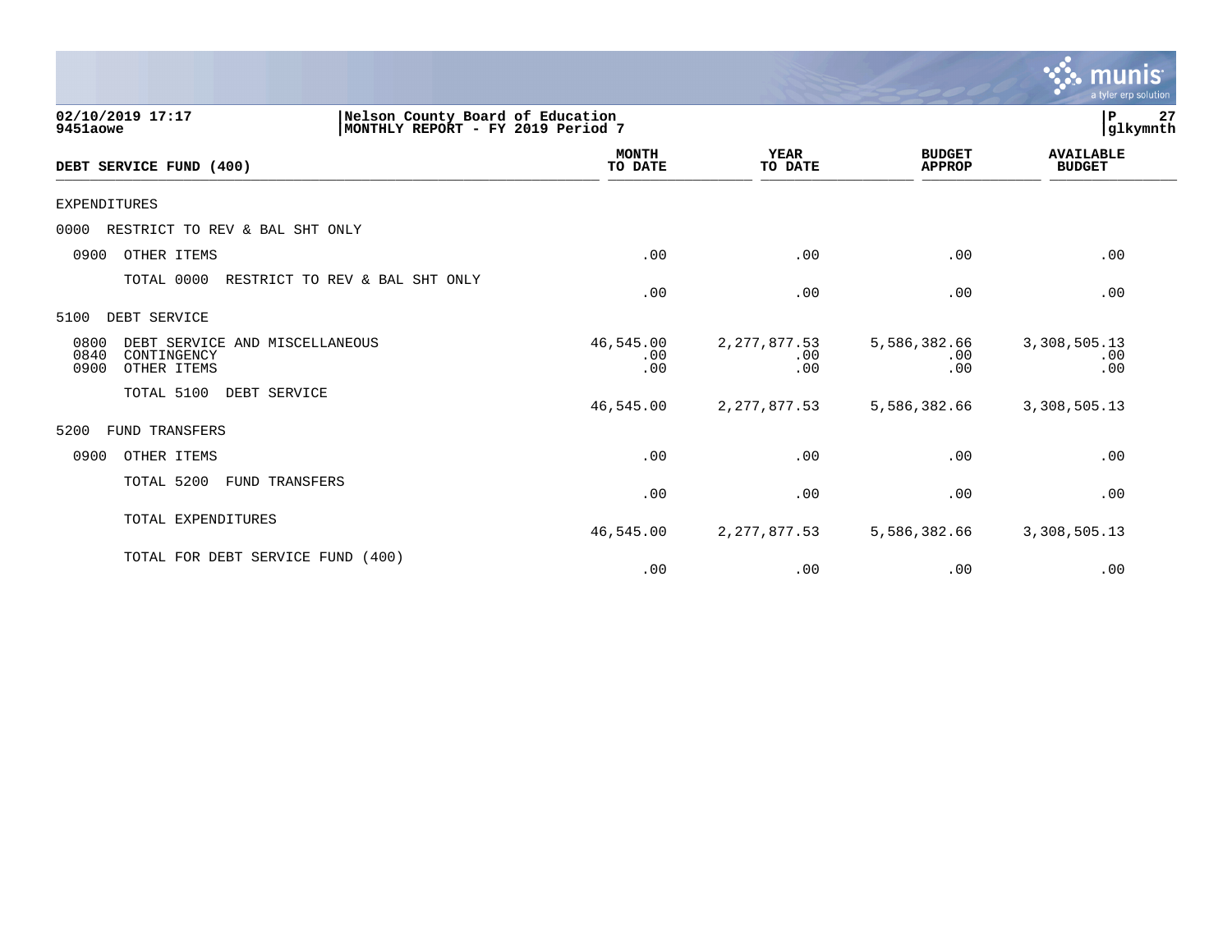02/10/2019 17:17
9451aowe

Nelson County Board of Education
MONTHLY REPORT - FY 2019 Period 7

P 27
glkymnth

| DEBT SERVICE FUND (400) | MONTH TO DATE | YEAR TO DATE | BUDGET APPROP | AVAILABLE BUDGET |
|---|---|---|---|---|
| EXPENDITURES | | | | |
| 0000 RESTRICT TO REV & BAL SHT ONLY | | | | |
| 0900 OTHER ITEMS | .00 | .00 | .00 | .00 |
| TOTAL 0000 RESTRICT TO REV & BAL SHT ONLY | .00 | .00 | .00 | .00 |
| 5100 DEBT SERVICE | | | | |
| 0800 DEBT SERVICE AND MISCELLANEOUS | 46,545.00 | 2,277,877.53 | 5,586,382.66 | 3,308,505.13 |
| 0840 CONTINGENCY | .00 | .00 | .00 | .00 |
| 0900 OTHER ITEMS | .00 | .00 | .00 | .00 |
| TOTAL 5100 DEBT SERVICE | 46,545.00 | 2,277,877.53 | 5,586,382.66 | 3,308,505.13 |
| 5200 FUND TRANSFERS | | | | |
| 0900 OTHER ITEMS | .00 | .00 | .00 | .00 |
| TOTAL 5200 FUND TRANSFERS | .00 | .00 | .00 | .00 |
| TOTAL EXPENDITURES | 46,545.00 | 2,277,877.53 | 5,586,382.66 | 3,308,505.13 |
| TOTAL FOR DEBT SERVICE FUND (400) | .00 | .00 | .00 | .00 |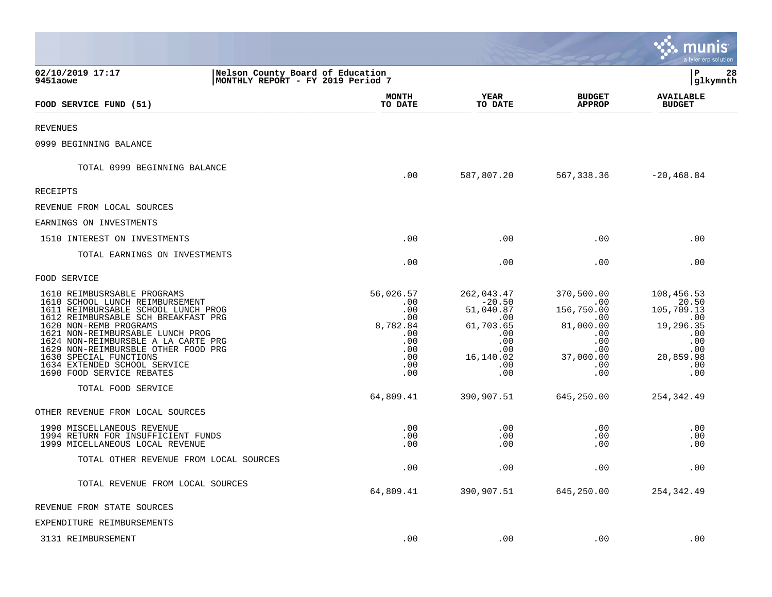02/10/2019 17:17 | Nelson County Board of Education
9451aowe | MONTHLY REPORT - FY 2019 Period 7

P 28 glkymnth

| FOOD SERVICE FUND (51) | MONTH TO DATE | YEAR TO DATE | BUDGET APPROP | AVAILABLE BUDGET |
|---|---|---|---|---|
| REVENUES | | | | |
| 0999 BEGINNING BALANCE | | | | |
| TOTAL 0999 BEGINNING BALANCE | .00 | 587,807.20 | 567,338.36 | -20,468.84 |
| RECEIPTS | | | | |
| REVENUE FROM LOCAL SOURCES | | | | |
| EARNINGS ON INVESTMENTS | | | | |
| 1510 INTEREST ON INVESTMENTS | .00 | .00 | .00 | .00 |
| TOTAL EARNINGS ON INVESTMENTS | .00 | .00 | .00 | .00 |
| FOOD SERVICE | | | | |
| 1610 REIMBUSRSABLE PROGRAMS | 56,026.57 | 262,043.47 | 370,500.00 | 108,456.53 |
| 1610 SCHOOL LUNCH REIMBURSEMENT | .00 | -20.50 | .00 | 20.50 |
| 1611 REIMBURSABLE SCHOOL LUNCH PROG | .00 | 51,040.87 | 156,750.00 | 105,709.13 |
| 1612 REIMBURSABLE SCH BREAKFAST PRG | .00 | .00 | .00 | .00 |
| 1620 NON-REMB PROGRAMS | 8,782.84 | 61,703.65 | 81,000.00 | 19,296.35 |
| 1621 NON-REIMBURSABLE LUNCH PROG | .00 | .00 | .00 | .00 |
| 1624 NON-REIMBURSBLE A LA CARTE PRG | .00 | .00 | .00 | .00 |
| 1629 NON-REIMBURSBLE OTHER FOOD PRG | .00 | .00 | .00 | .00 |
| 1630 SPECIAL FUNCTIONS | .00 | 16,140.02 | 37,000.00 | 20,859.98 |
| 1634 EXTENDED SCHOOL SERVICE | .00 | .00 | .00 | .00 |
| 1690 FOOD SERVICE REBATES | .00 | .00 | .00 | .00 |
| TOTAL FOOD SERVICE | 64,809.41 | 390,907.51 | 645,250.00 | 254,342.49 |
| OTHER REVENUE FROM LOCAL SOURCES | | | | |
| 1990 MISCELLANEOUS REVENUE | .00 | .00 | .00 | .00 |
| 1994 RETURN FOR INSUFFICIENT FUNDS | .00 | .00 | .00 | .00 |
| 1999 MICELLANEOUS LOCAL REVENUE | .00 | .00 | .00 | .00 |
| TOTAL OTHER REVENUE FROM LOCAL SOURCES | .00 | .00 | .00 | .00 |
| TOTAL REVENUE FROM LOCAL SOURCES | 64,809.41 | 390,907.51 | 645,250.00 | 254,342.49 |
| REVENUE FROM STATE SOURCES | | | | |
| EXPENDITURE REIMBURSEMENTS | | | | |
| 3131 REIMBURSEMENT | .00 | .00 | .00 | .00 |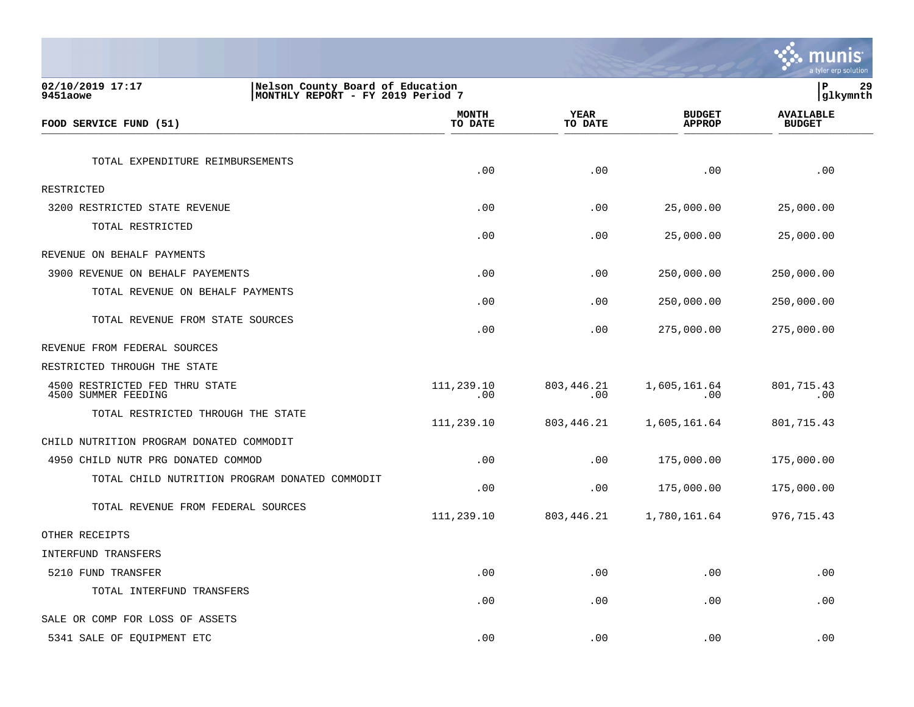Nelson County Board of Education
MONTHLY REPORT - FY 2019 Period 7

| FOOD SERVICE FUND (51) | MONTH TO DATE | YEAR TO DATE | BUDGET APPROP | AVAILABLE BUDGET |
|---|---|---|---|---|
| TOTAL EXPENDITURE REIMBURSEMENTS | .00 | .00 | .00 | .00 |
| RESTRICTED | | | | |
| 3200 RESTRICTED STATE REVENUE | .00 | .00 | 25,000.00 | 25,000.00 |
| TOTAL RESTRICTED | .00 | .00 | 25,000.00 | 25,000.00 |
| REVENUE ON BEHALF PAYMENTS | | | | |
| 3900 REVENUE ON BEHALF PAYEMENTS | .00 | .00 | 250,000.00 | 250,000.00 |
| TOTAL REVENUE ON BEHALF PAYMENTS | .00 | .00 | 250,000.00 | 250,000.00 |
| TOTAL REVENUE FROM STATE SOURCES | .00 | .00 | 275,000.00 | 275,000.00 |
| REVENUE FROM FEDERAL SOURCES | | | | |
| RESTRICTED THROUGH THE STATE | | | | |
| 4500 RESTRICTED FED THRU STATE | 111,239.10 | 803,446.21 | 1,605,161.64 | 801,715.43 |
| 4500 SUMMER FEEDING | .00 | .00 | .00 | .00 |
| TOTAL RESTRICTED THROUGH THE STATE | 111,239.10 | 803,446.21 | 1,605,161.64 | 801,715.43 |
| CHILD NUTRITION PROGRAM DONATED COMMODIT | | | | |
| 4950 CHILD NUTR PRG DONATED COMMOD | .00 | .00 | 175,000.00 | 175,000.00 |
| TOTAL CHILD NUTRITION PROGRAM DONATED COMMODIT | .00 | .00 | 175,000.00 | 175,000.00 |
| TOTAL REVENUE FROM FEDERAL SOURCES | 111,239.10 | 803,446.21 | 1,780,161.64 | 976,715.43 |
| OTHER RECEIPTS | | | | |
| INTERFUND TRANSFERS | | | | |
| 5210 FUND TRANSFER | .00 | .00 | .00 | .00 |
| TOTAL INTERFUND TRANSFERS | .00 | .00 | .00 | .00 |
| SALE OR COMP FOR LOSS OF ASSETS | | | | |
| 5341 SALE OF EQUIPMENT ETC | .00 | .00 | .00 | .00 |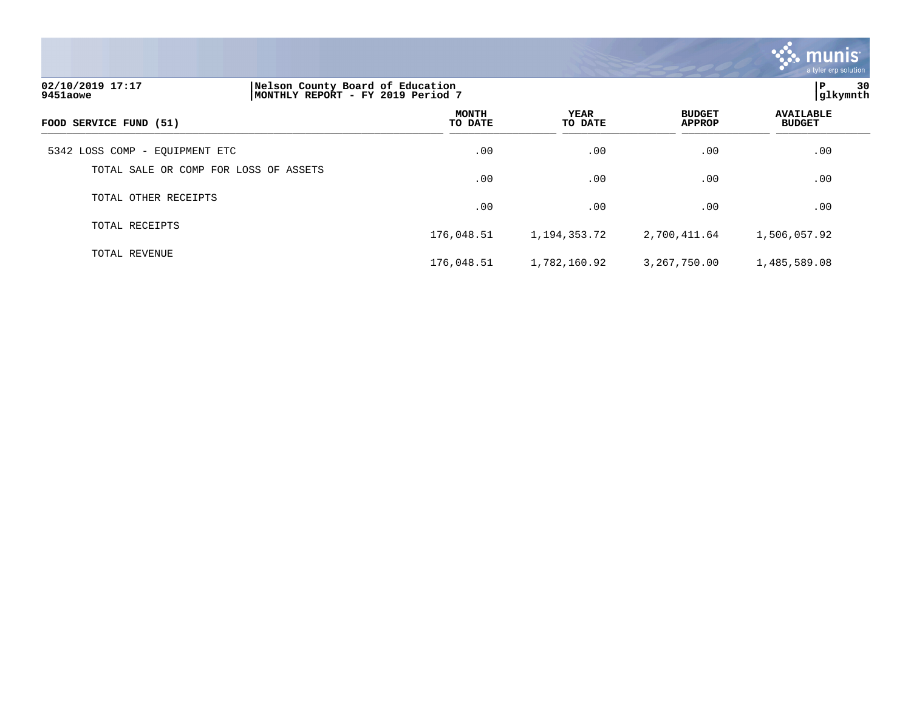| FOOD SERVICE FUND (51) | MONTH TO DATE | YEAR TO DATE | BUDGET APPROP | AVAILABLE BUDGET |
|---|---|---|---|---|
| 5342 LOSS COMP - EQUIPMENT ETC | .00 | .00 | .00 | .00 |
| TOTAL SALE OR COMP FOR LOSS OF ASSETS | .00 | .00 | .00 | .00 |
| TOTAL OTHER RECEIPTS | .00 | .00 | .00 | .00 |
| TOTAL RECEIPTS | 176,048.51 | 1,194,353.72 | 2,700,411.64 | 1,506,057.92 |
| TOTAL REVENUE | 176,048.51 | 1,782,160.92 | 3,267,750.00 | 1,485,589.08 |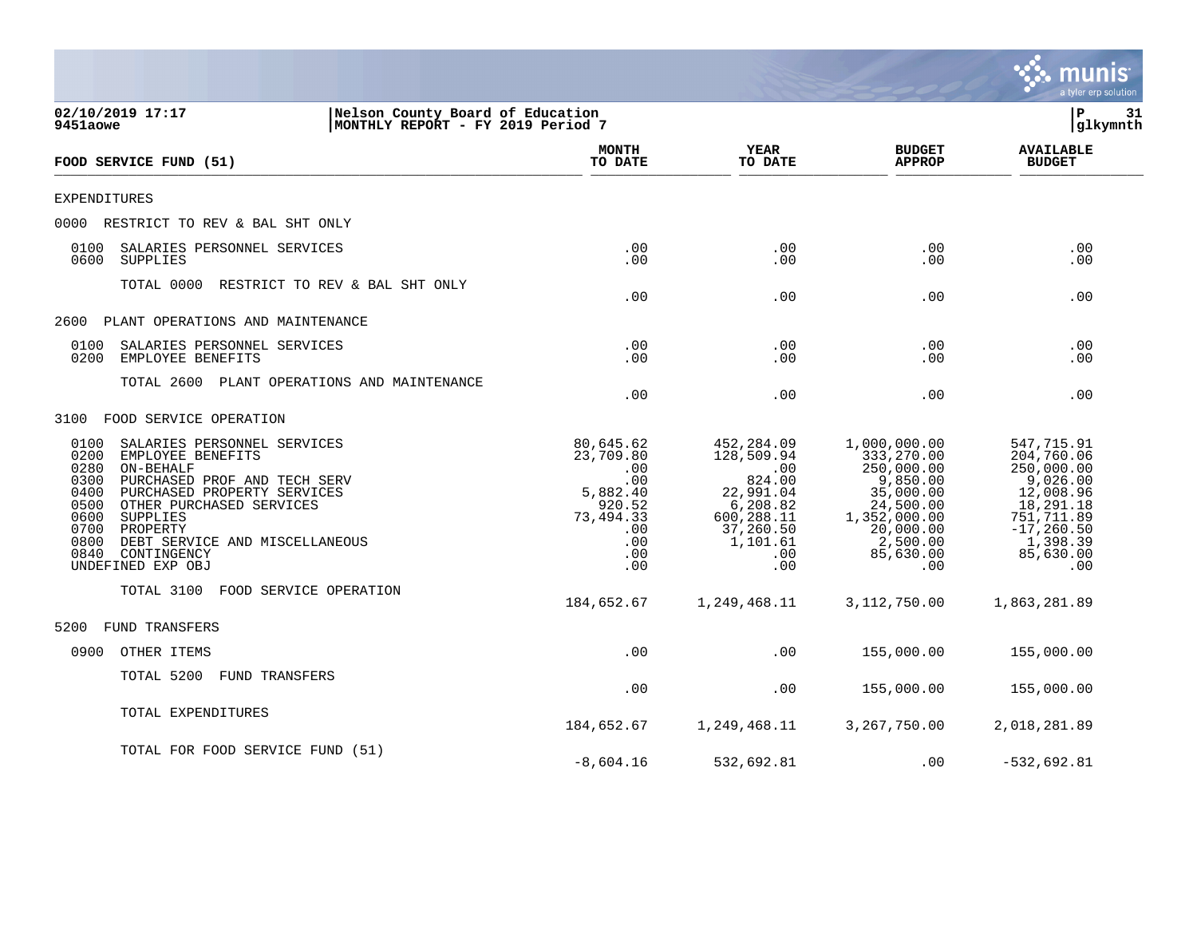02/10/2019 17:17 | Nelson County Board of Education
9451aowe | MONTHLY REPORT - FY 2019 Period 7

| FOOD SERVICE FUND (51) | MONTH TO DATE | YEAR TO DATE | BUDGET APPROP | AVAILABLE BUDGET |
|---|---|---|---|---|
| **EXPENDITURES** | | | | |
| **0000 RESTRICT TO REV & BAL SHT ONLY** | | | | |
| 0100 SALARIES PERSONNEL SERVICES | .00 | .00 | .00 | .00 |
| 0600 SUPPLIES | .00 | .00 | .00 | .00 |
| TOTAL 0000 RESTRICT TO REV & BAL SHT ONLY | .00 | .00 | .00 | .00 |
| **2600 PLANT OPERATIONS AND MAINTENANCE** | | | | |
| 0100 SALARIES PERSONNEL SERVICES | .00 | .00 | .00 | .00 |
| 0200 EMPLOYEE BENEFITS | .00 | .00 | .00 | .00 |
| TOTAL 2600 PLANT OPERATIONS AND MAINTENANCE | .00 | .00 | .00 | .00 |
| **3100 FOOD SERVICE OPERATION** | | | | |
| 0100 SALARIES PERSONNEL SERVICES | 80,645.62 | 452,284.09 | 1,000,000.00 | 547,715.91 |
| 0200 EMPLOYEE BENEFITS | 23,709.80 | 128,509.94 | 333,270.00 | 204,760.06 |
| 0280 ON-BEHALF | .00 | .00 | 250,000.00 | 250,000.00 |
| 0300 PURCHASED PROF AND TECH SERV | .00 | 824.00 | 9,850.00 | 9,026.00 |
| 0400 PURCHASED PROPERTY SERVICES | 5,882.40 | 22,991.04 | 35,000.00 | 12,008.96 |
| 0500 OTHER PURCHASED SERVICES | 920.52 | 6,208.82 | 24,500.00 | 18,291.18 |
| 0600 SUPPLIES | 73,494.33 | 600,288.11 | 1,352,000.00 | 751,711.89 |
| 0700 PROPERTY | .00 | 37,260.50 | 20,000.00 | -17,260.50 |
| 0800 DEBT SERVICE AND MISCELLANEOUS | .00 | 1,101.61 | 2,500.00 | 1,398.39 |
| 0840 CONTINGENCY | .00 | .00 | 85,630.00 | 85,630.00 |
| UNDEFINED EXP OBJ | .00 | .00 | .00 | .00 |
| TOTAL 3100 FOOD SERVICE OPERATION | 184,652.67 | 1,249,468.11 | 3,112,750.00 | 1,863,281.89 |
| **5200 FUND TRANSFERS** | | | | |
| 0900 OTHER ITEMS | .00 | .00 | 155,000.00 | 155,000.00 |
| TOTAL 5200 FUND TRANSFERS | .00 | .00 | 155,000.00 | 155,000.00 |
| TOTAL EXPENDITURES | 184,652.67 | 1,249,468.11 | 3,267,750.00 | 2,018,281.89 |
| TOTAL FOR FOOD SERVICE FUND (51) | -8,604.16 | 532,692.81 | .00 | -532,692.81 |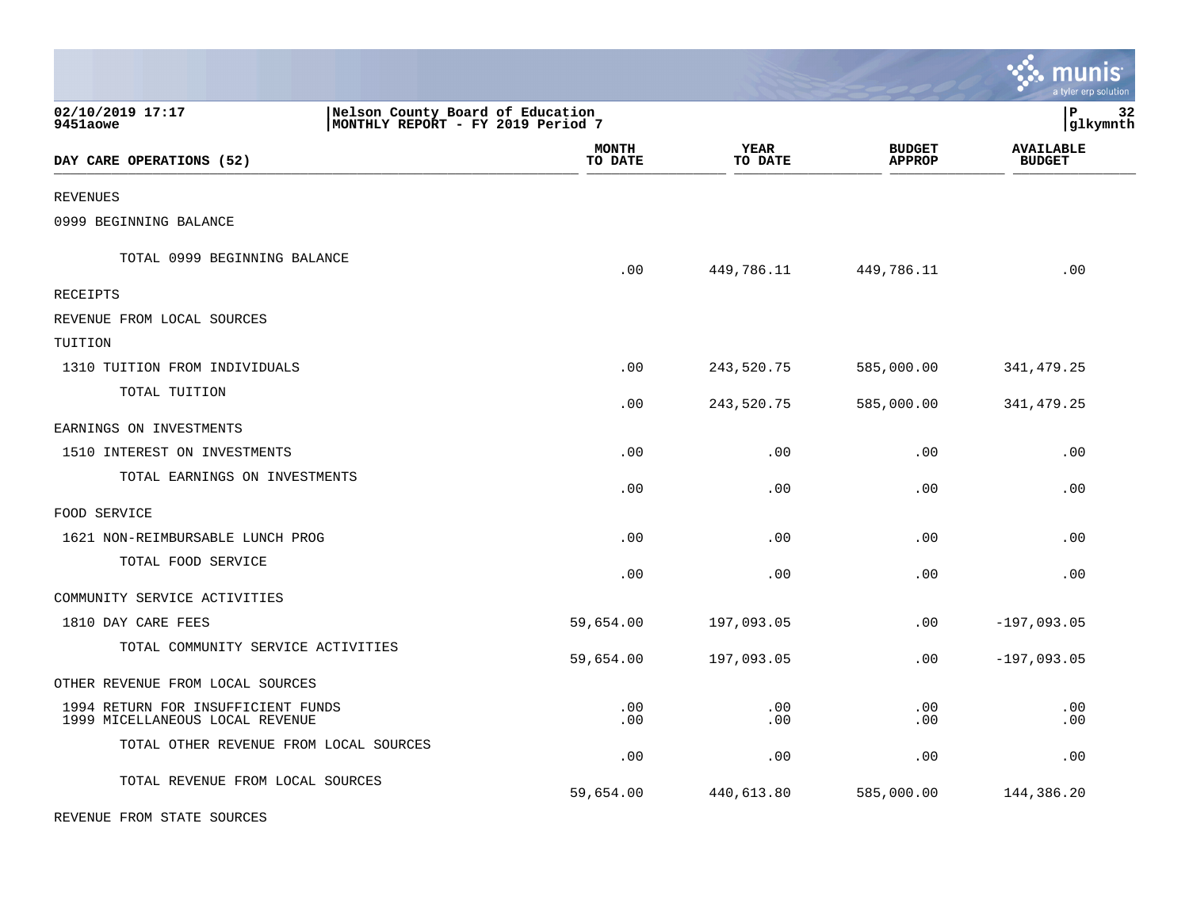02/10/2019 17:17
9451aowe

Nelson County Board of Education
MONTHLY REPORT - FY 2019 Period 7

P 32
glkymnth

| DAY CARE OPERATIONS (52) | MONTH TO DATE | YEAR TO DATE | BUDGET APPROP | AVAILABLE BUDGET |
|---|---|---|---|---|
| REVENUES | | | | |
| 0999 BEGINNING BALANCE | | | | |
| TOTAL 0999 BEGINNING BALANCE | .00 | 449,786.11 | 449,786.11 | .00 |
| RECEIPTS | | | | |
| REVENUE FROM LOCAL SOURCES | | | | |
| TUITION | | | | |
| 1310 TUITION FROM INDIVIDUALS | .00 | 243,520.75 | 585,000.00 | 341,479.25 |
| TOTAL TUITION | .00 | 243,520.75 | 585,000.00 | 341,479.25 |
| EARNINGS ON INVESTMENTS | | | | |
| 1510 INTEREST ON INVESTMENTS | .00 | .00 | .00 | .00 |
| TOTAL EARNINGS ON INVESTMENTS | .00 | .00 | .00 | .00 |
| FOOD SERVICE | | | | |
| 1621 NON-REIMBURSABLE LUNCH PROG | .00 | .00 | .00 | .00 |
| TOTAL FOOD SERVICE | .00 | .00 | .00 | .00 |
| COMMUNITY SERVICE ACTIVITIES | | | | |
| 1810 DAY CARE FEES | 59,654.00 | 197,093.05 | .00 | -197,093.05 |
| TOTAL COMMUNITY SERVICE ACTIVITIES | 59,654.00 | 197,093.05 | .00 | -197,093.05 |
| OTHER REVENUE FROM LOCAL SOURCES | | | | |
| 1994 RETURN FOR INSUFFICIENT FUNDS | .00 | .00 | .00 | .00 |
| 1999 MICELLANEOUS LOCAL REVENUE | .00 | .00 | .00 | .00 |
| TOTAL OTHER REVENUE FROM LOCAL SOURCES | .00 | .00 | .00 | .00 |
| TOTAL REVENUE FROM LOCAL SOURCES | 59,654.00 | 440,613.80 | 585,000.00 | 144,386.20 |
| REVENUE FROM STATE SOURCES | | | | |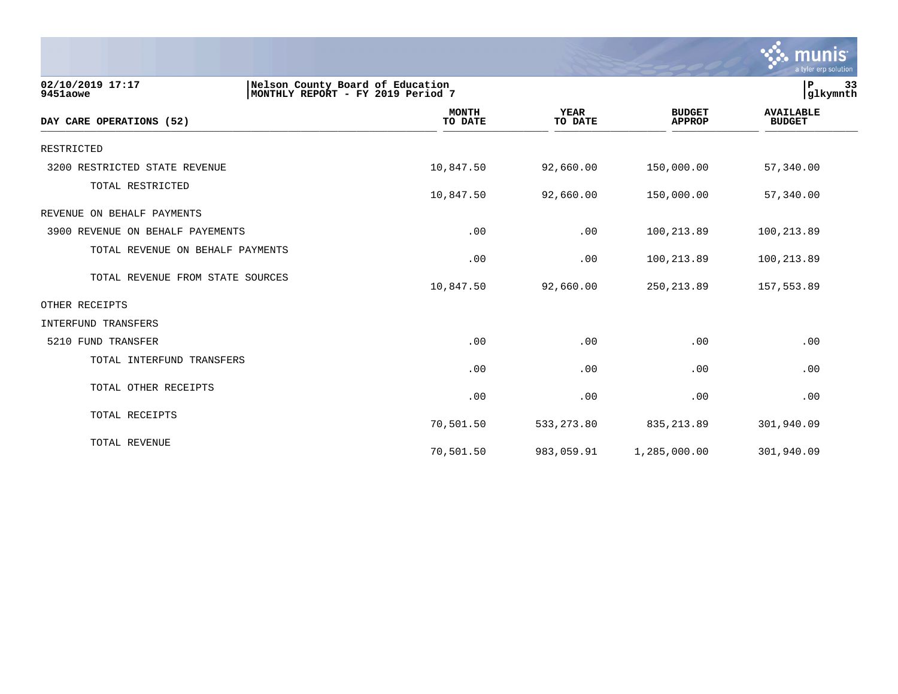02/10/2019 17:17 | Nelson County Board of Education
9451aowe | MONTHLY REPORT - FY 2019 Period 7

P 33
glkymnth

| DAY CARE OPERATIONS (52) | MONTH TO DATE | YEAR TO DATE | BUDGET APPROP | AVAILABLE BUDGET |
|---|---|---|---|---|
| RESTRICTED | | | | |
| 3200 RESTRICTED STATE REVENUE | 10,847.50 | 92,660.00 | 150,000.00 | 57,340.00 |
| TOTAL RESTRICTED | 10,847.50 | 92,660.00 | 150,000.00 | 57,340.00 |
| REVENUE ON BEHALF PAYMENTS | | | | |
| 3900 REVENUE ON BEHALF PAYEMENTS | .00 | .00 | 100,213.89 | 100,213.89 |
| TOTAL REVENUE ON BEHALF PAYMENTS | .00 | .00 | 100,213.89 | 100,213.89 |
| TOTAL REVENUE FROM STATE SOURCES | 10,847.50 | 92,660.00 | 250,213.89 | 157,553.89 |
| OTHER RECEIPTS | | | | |
| INTERFUND TRANSFERS | | | | |
| 5210 FUND TRANSFER | .00 | .00 | .00 | .00 |
| TOTAL INTERFUND TRANSFERS | .00 | .00 | .00 | .00 |
| TOTAL OTHER RECEIPTS | .00 | .00 | .00 | .00 |
| TOTAL RECEIPTS | 70,501.50 | 533,273.80 | 835,213.89 | 301,940.09 |
| TOTAL REVENUE | 70,501.50 | 983,059.91 | 1,285,000.00 | 301,940.09 |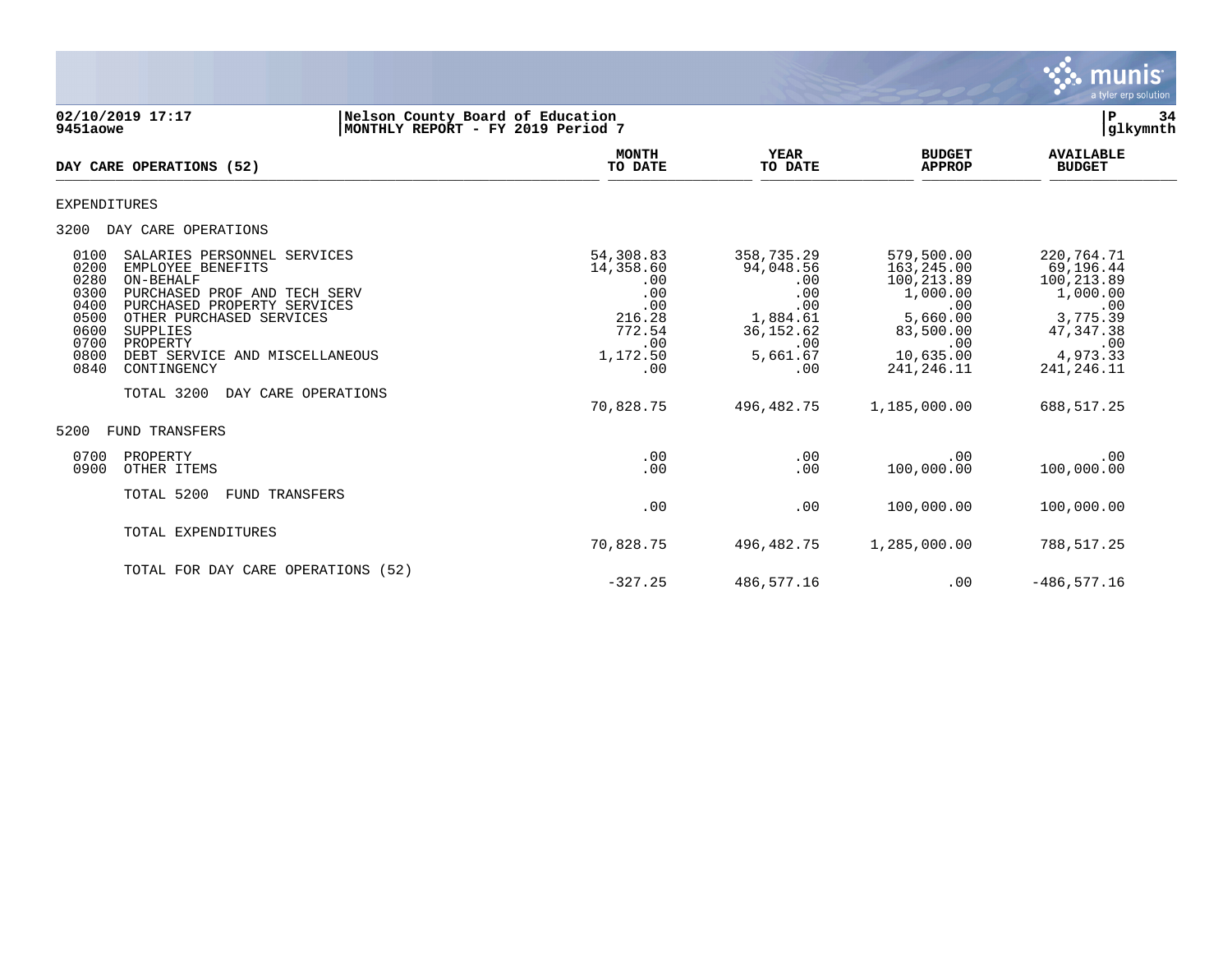**02/10/2019 17:17**
**9451aowe**

**Nelson County Board of Education**
**MONTHLY REPORT - FY 2019 Period 7**

| DAY CARE OPERATIONS (52) | MONTH TO DATE | YEAR TO DATE | BUDGET APPROP | AVAILABLE BUDGET |
|---|---|---|---|---|
| EXPENDITURES | | | | |
| 3200 DAY CARE OPERATIONS | | | | |
| 0100 SALARIES PERSONNEL SERVICES | 54,308.83 | 358,735.29 | 579,500.00 | 220,764.71 |
| 0200 EMPLOYEE BENEFITS | 14,358.60 | 94,048.56 | 163,245.00 | 69,196.44 |
| 0280 ON-BEHALF | .00 | .00 | 100,213.89 | 100,213.89 |
| 0300 PURCHASED PROF AND TECH SERV | .00 | .00 | 1,000.00 | 1,000.00 |
| 0400 PURCHASED PROPERTY SERVICES | .00 | .00 | .00 | .00 |
| 0500 OTHER PURCHASED SERVICES | 216.28 | 1,884.61 | 5,660.00 | 3,775.39 |
| 0600 SUPPLIES | 772.54 | 36,152.62 | 83,500.00 | 47,347.38 |
| 0700 PROPERTY | .00 | .00 | .00 | .00 |
| 0800 DEBT SERVICE AND MISCELLANEOUS | 1,172.50 | 5,661.67 | 10,635.00 | 4,973.33 |
| 0840 CONTINGENCY | .00 | .00 | 241,246.11 | 241,246.11 |
| TOTAL 3200 DAY CARE OPERATIONS | 70,828.75 | 496,482.75 | 1,185,000.00 | 688,517.25 |
| 5200 FUND TRANSFERS | | | | |
| 0700 PROPERTY | .00 | .00 | .00 | .00 |
| 0900 OTHER ITEMS | .00 | .00 | 100,000.00 | 100,000.00 |
| TOTAL 5200 FUND TRANSFERS | .00 | .00 | 100,000.00 | 100,000.00 |
| TOTAL EXPENDITURES | 70,828.75 | 496,482.75 | 1,285,000.00 | 788,517.25 |
| TOTAL FOR DAY CARE OPERATIONS (52) | -327.25 | 486,577.16 | .00 | -486,577.16 |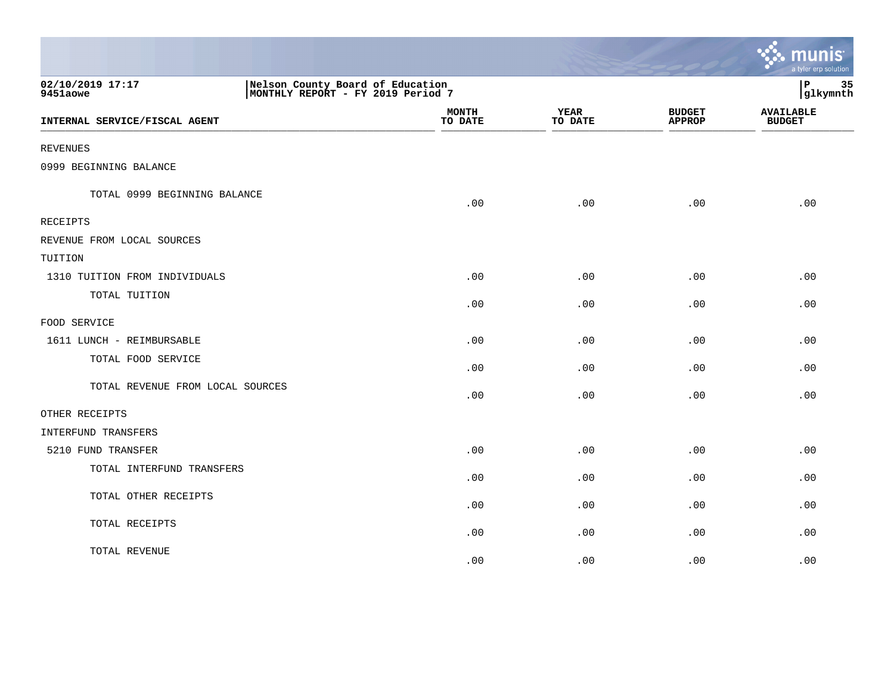02/10/2019 17:17 | Nelson County Board of Education
9451aowe | MONTHLY REPORT - FY 2019 Period 7 | P 35 glkymnth

| INTERNAL SERVICE/FISCAL AGENT | MONTH TO DATE | YEAR TO DATE | BUDGET APPROP | AVAILABLE BUDGET |
|---|---|---|---|---|
| REVENUES | | | | |
| 0999 BEGINNING BALANCE | | | | |
| TOTAL 0999 BEGINNING BALANCE | .00 | .00 | .00 | .00 |
| RECEIPTS | | | | |
| REVENUE FROM LOCAL SOURCES | | | | |
| TUITION | | | | |
| 1310 TUITION FROM INDIVIDUALS | .00 | .00 | .00 | .00 |
| TOTAL TUITION | .00 | .00 | .00 | .00 |
| FOOD SERVICE | | | | |
| 1611 LUNCH - REIMBURSABLE | .00 | .00 | .00 | .00 |
| TOTAL FOOD SERVICE | .00 | .00 | .00 | .00 |
| TOTAL REVENUE FROM LOCAL SOURCES | .00 | .00 | .00 | .00 |
| OTHER RECEIPTS | | | | |
| INTERFUND TRANSFERS | | | | |
| 5210 FUND TRANSFER | .00 | .00 | .00 | .00 |
| TOTAL INTERFUND TRANSFERS | .00 | .00 | .00 | .00 |
| TOTAL OTHER RECEIPTS | .00 | .00 | .00 | .00 |
| TOTAL RECEIPTS | .00 | .00 | .00 | .00 |
| TOTAL REVENUE | .00 | .00 | .00 | .00 |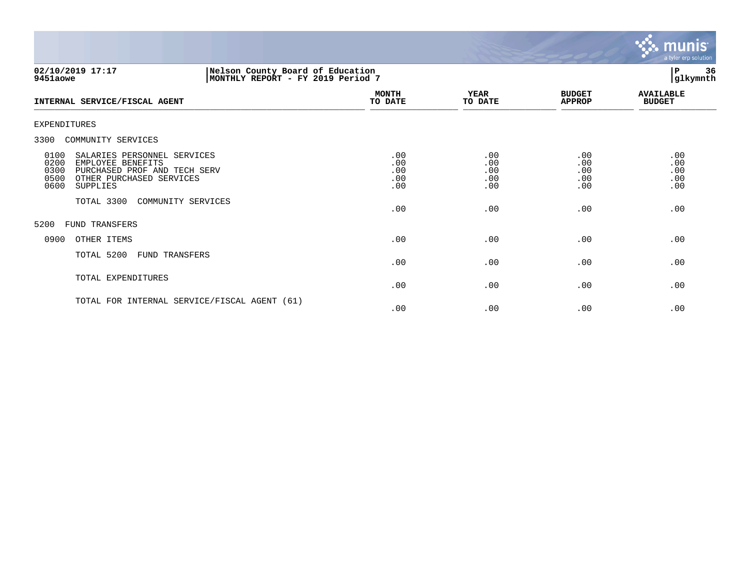02/10/2019 17:17 | Nelson County Board of Education
9451aowe | MONTHLY REPORT - FY 2019 Period 7

| INTERNAL SERVICE/FISCAL AGENT | MONTH TO DATE | YEAR TO DATE | BUDGET APPROP | AVAILABLE BUDGET |
|---|---|---|---|---|
| EXPENDITURES | | | | |
| 3300 COMMUNITY SERVICES | | | | |
| 0100 SALARIES PERSONNEL SERVICES | .00 | .00 | .00 | .00 |
| 0200 EMPLOYEE BENEFITS | .00 | .00 | .00 | .00 |
| 0300 PURCHASED PROF AND TECH SERV | .00 | .00 | .00 | .00 |
| 0500 OTHER PURCHASED SERVICES | .00 | .00 | .00 | .00 |
| 0600 SUPPLIES | .00 | .00 | .00 | .00 |
| TOTAL 3300 COMMUNITY SERVICES | .00 | .00 | .00 | .00 |
| 5200 FUND TRANSFERS | | | | |
| 0900 OTHER ITEMS | .00 | .00 | .00 | .00 |
| TOTAL 5200 FUND TRANSFERS | .00 | .00 | .00 | .00 |
| TOTAL EXPENDITURES | .00 | .00 | .00 | .00 |
| TOTAL FOR INTERNAL SERVICE/FISCAL AGENT (61) | .00 | .00 | .00 | .00 |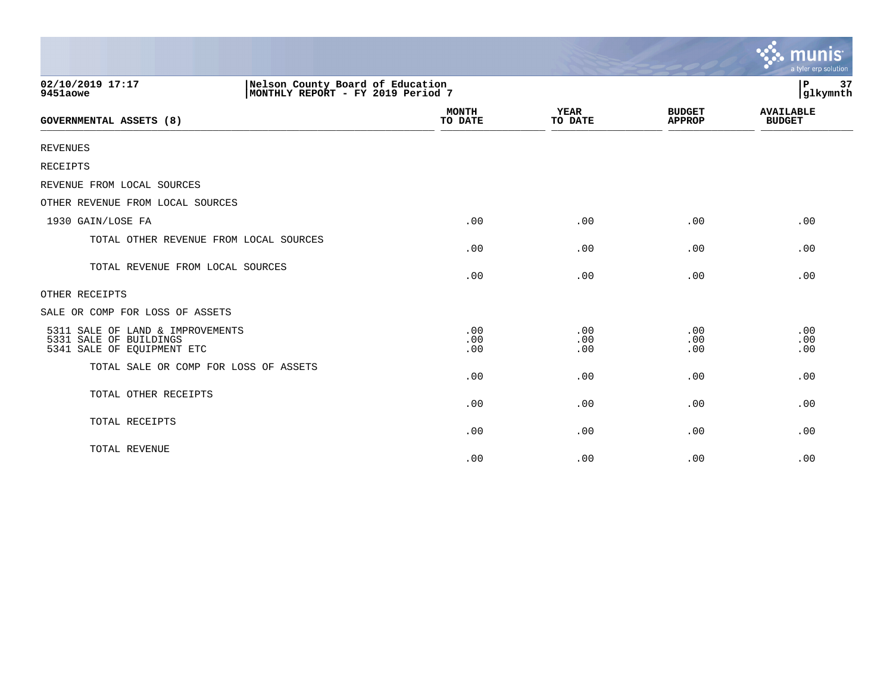02/10/2019 17:17 | Nelson County Board of Education | P 37
9451aowe | MONTHLY REPORT - FY 2019 Period 7 | glkymnth

| GOVERNMENTAL ASSETS (8) | MONTH TO DATE | YEAR TO DATE | BUDGET APPROP | AVAILABLE BUDGET |
|---|---|---|---|---|
| REVENUES | | | | |
| RECEIPTS | | | | |
| REVENUE FROM LOCAL SOURCES | | | | |
| OTHER REVENUE FROM LOCAL SOURCES | | | | |
| 1930 GAIN/LOSE FA | .00 | .00 | .00 | .00 |
| TOTAL OTHER REVENUE FROM LOCAL SOURCES | .00 | .00 | .00 | .00 |
| TOTAL REVENUE FROM LOCAL SOURCES | .00 | .00 | .00 | .00 |
| OTHER RECEIPTS | | | | |
| SALE OR COMP FOR LOSS OF ASSETS | | | | |
| 5311 SALE OF LAND & IMPROVEMENTS | .00 | .00 | .00 | .00 |
| 5331 SALE OF BUILDINGS | .00 | .00 | .00 | .00 |
| 5341 SALE OF EQUIPMENT ETC | .00 | .00 | .00 | .00 |
| TOTAL SALE OR COMP FOR LOSS OF ASSETS | .00 | .00 | .00 | .00 |
| TOTAL OTHER RECEIPTS | .00 | .00 | .00 | .00 |
| TOTAL RECEIPTS | .00 | .00 | .00 | .00 |
| TOTAL REVENUE | .00 | .00 | .00 | .00 |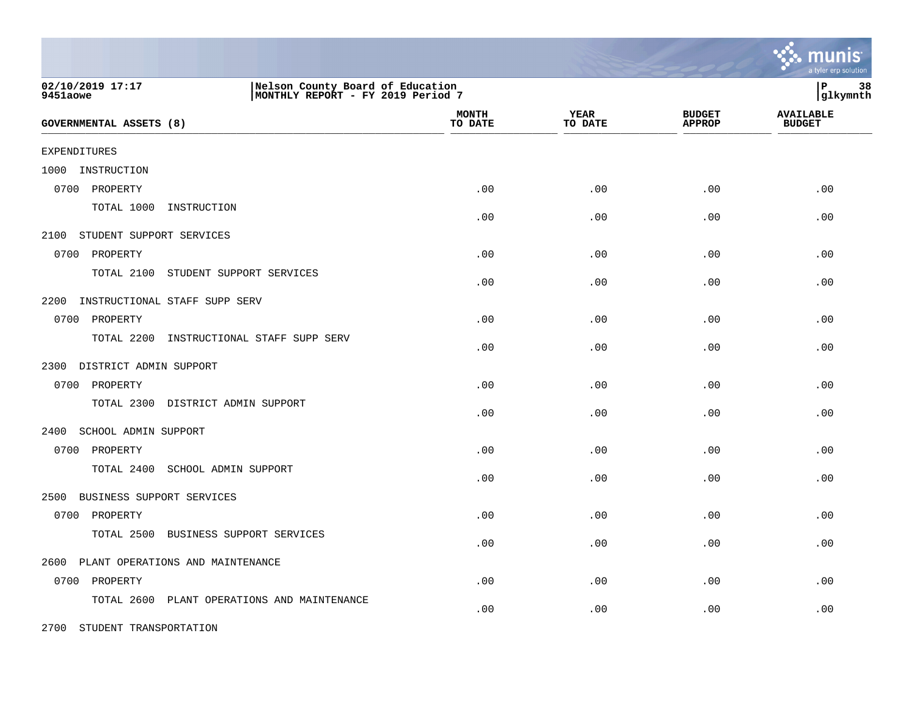Nelson County Board of Education
MONTHLY REPORT - FY 2019 Period 7

| GOVERNMENTAL ASSETS (8) | MONTH TO DATE | YEAR TO DATE | BUDGET APPROP | AVAILABLE BUDGET |
|---|---|---|---|---|
| EXPENDITURES | | | | |
| 1000 INSTRUCTION | | | | |
| 0700 PROPERTY | .00 | .00 | .00 | .00 |
| TOTAL 1000 INSTRUCTION | .00 | .00 | .00 | .00 |
| 2100 STUDENT SUPPORT SERVICES | | | | |
| 0700 PROPERTY | .00 | .00 | .00 | .00 |
| TOTAL 2100 STUDENT SUPPORT SERVICES | .00 | .00 | .00 | .00 |
| 2200 INSTRUCTIONAL STAFF SUPP SERV | | | | |
| 0700 PROPERTY | .00 | .00 | .00 | .00 |
| TOTAL 2200 INSTRUCTIONAL STAFF SUPP SERV | .00 | .00 | .00 | .00 |
| 2300 DISTRICT ADMIN SUPPORT | | | | |
| 0700 PROPERTY | .00 | .00 | .00 | .00 |
| TOTAL 2300 DISTRICT ADMIN SUPPORT | .00 | .00 | .00 | .00 |
| 2400 SCHOOL ADMIN SUPPORT | | | | |
| 0700 PROPERTY | .00 | .00 | .00 | .00 |
| TOTAL 2400 SCHOOL ADMIN SUPPORT | .00 | .00 | .00 | .00 |
| 2500 BUSINESS SUPPORT SERVICES | | | | |
| 0700 PROPERTY | .00 | .00 | .00 | .00 |
| TOTAL 2500 BUSINESS SUPPORT SERVICES | .00 | .00 | .00 | .00 |
| 2600 PLANT OPERATIONS AND MAINTENANCE | | | | |
| 0700 PROPERTY | .00 | .00 | .00 | .00 |
| TOTAL 2600 PLANT OPERATIONS AND MAINTENANCE | .00 | .00 | .00 | .00 |
| 2700 STUDENT TRANSPORTATION | | | | |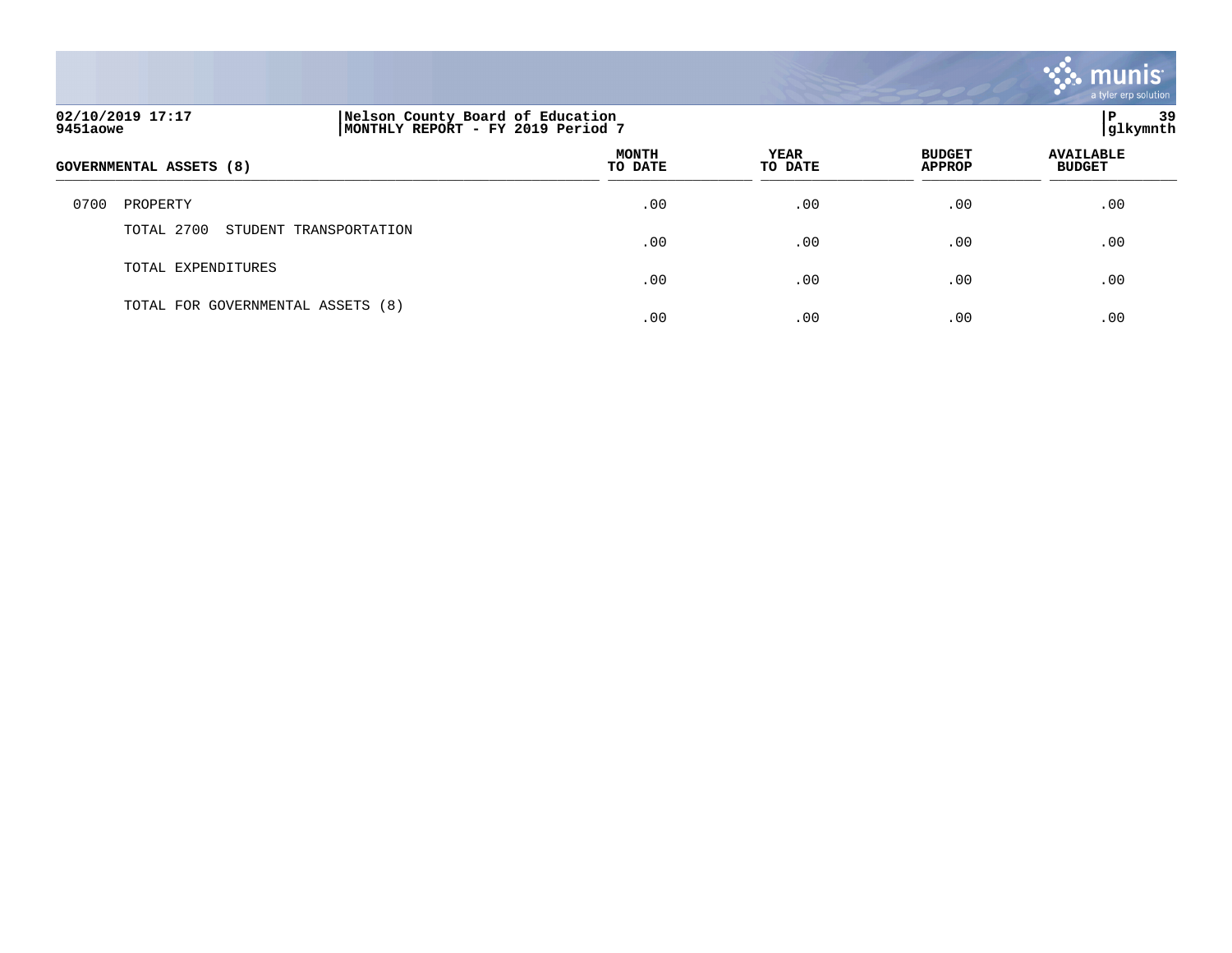| GOVERNMENTAL ASSETS (8) | MONTH TO DATE | YEAR TO DATE | BUDGET APPROP | AVAILABLE BUDGET |
|---|---|---|---|---|
| 0700 PROPERTY | .00 | .00 | .00 | .00 |
| TOTAL 2700 STUDENT TRANSPORTATION | .00 | .00 | .00 | .00 |
| TOTAL EXPENDITURES | .00 | .00 | .00 | .00 |
| TOTAL FOR GOVERNMENTAL ASSETS (8) | .00 | .00 | .00 | .00 |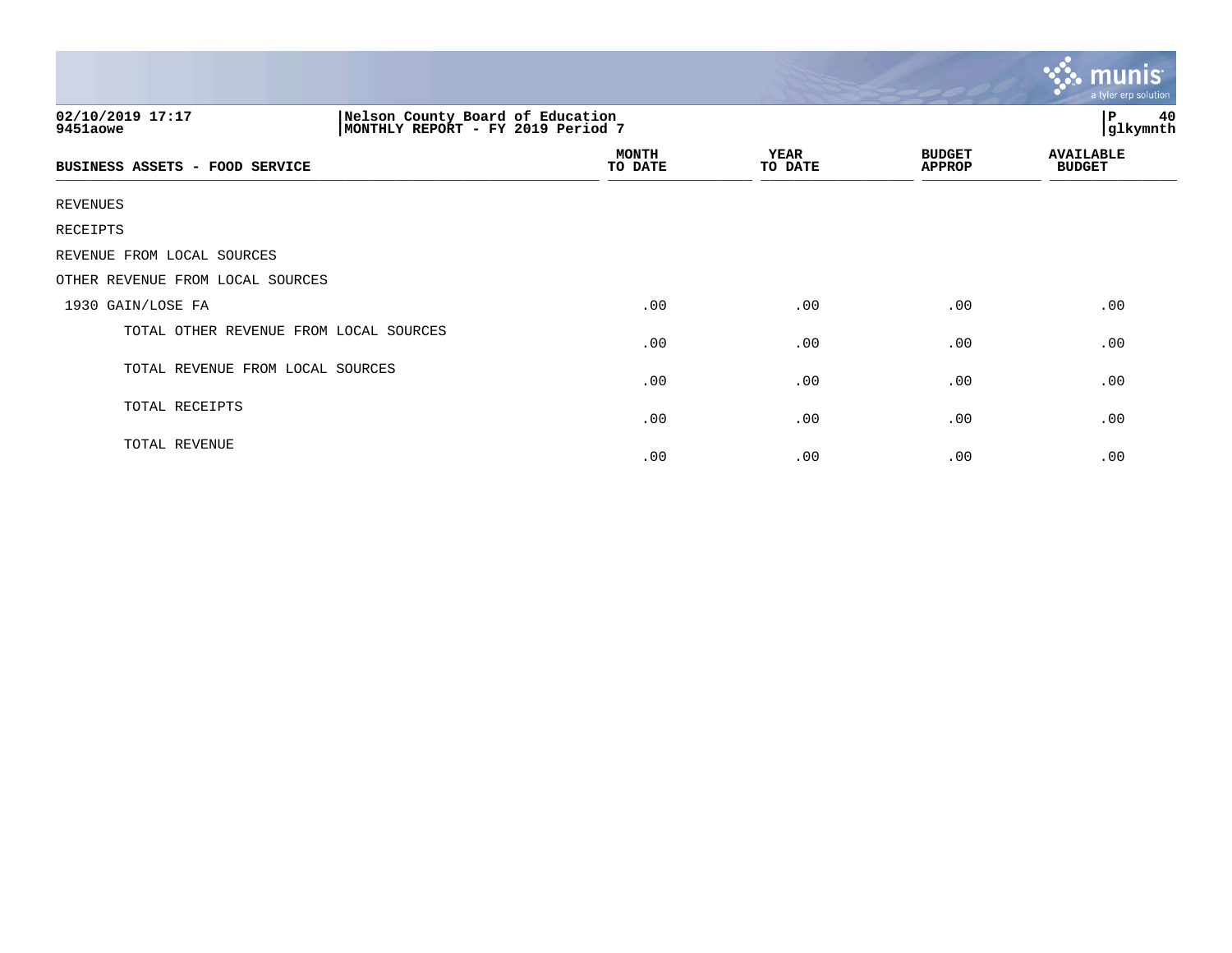02/10/2019 17:17 | Nelson County Board of Education
9451aowe | MONTHLY REPORT - FY 2019 Period 7

P 40
glkymnth

| BUSINESS ASSETS - FOOD SERVICE | MONTH TO DATE | YEAR TO DATE | BUDGET APPROP | AVAILABLE BUDGET |
|---|---|---|---|---|
| REVENUES | | | | |
| RECEIPTS | | | | |
| REVENUE FROM LOCAL SOURCES | | | | |
| OTHER REVENUE FROM LOCAL SOURCES | | | | |
| 1930 GAIN/LOSE FA | .00 | .00 | .00 | .00 |
| TOTAL OTHER REVENUE FROM LOCAL SOURCES | .00 | .00 | .00 | .00 |
| TOTAL REVENUE FROM LOCAL SOURCES | .00 | .00 | .00 | .00 |
| TOTAL RECEIPTS | .00 | .00 | .00 | .00 |
| TOTAL REVENUE | .00 | .00 | .00 | .00 |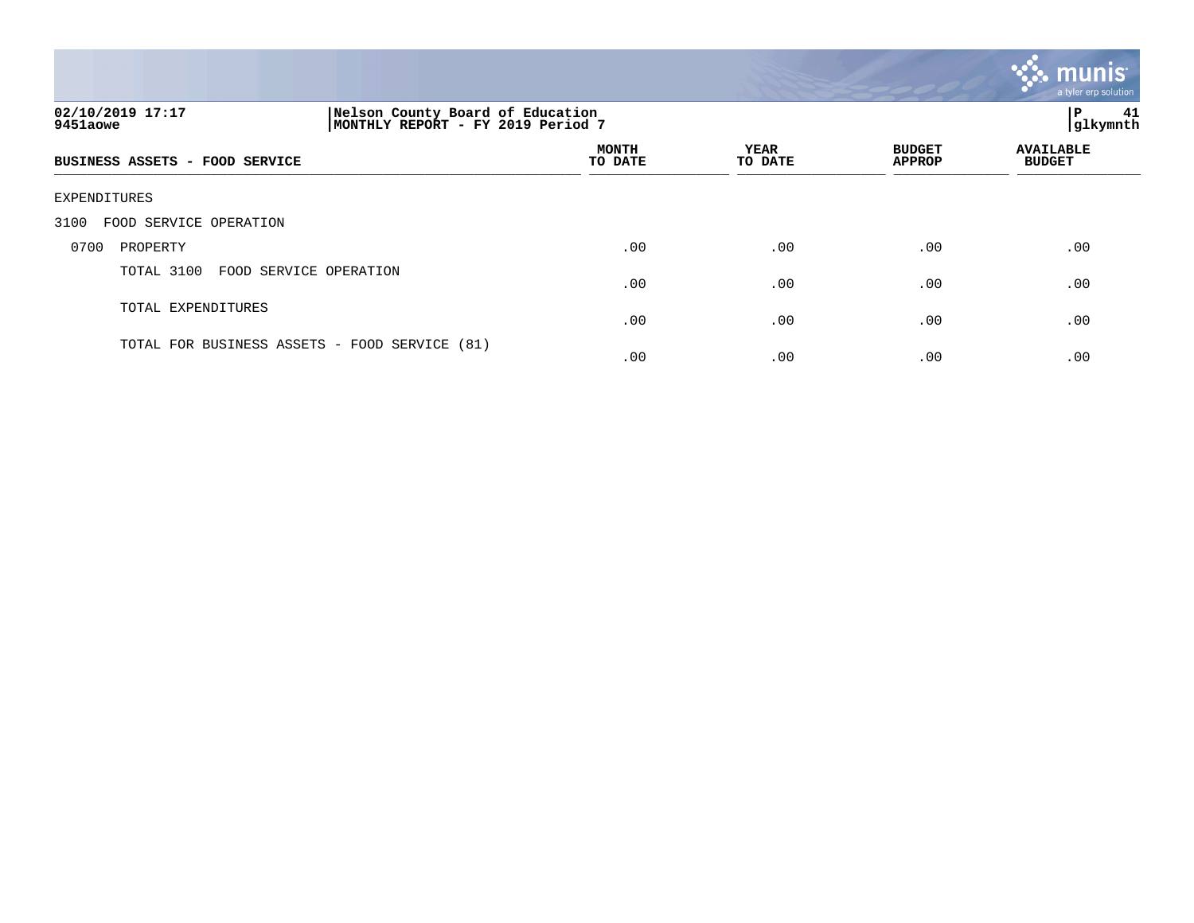02/10/2019 17:17
9451aowe

Nelson County Board of Education
MONTHLY REPORT - FY 2019 Period 7

glkymnth

| BUSINESS ASSETS - FOOD SERVICE | MONTH TO DATE | YEAR TO DATE | BUDGET APPROP | AVAILABLE BUDGET |
|---|---|---|---|---|
| EXPENDITURES | | | | |
| 3100 FOOD SERVICE OPERATION | | | | |
| 0700 PROPERTY | .00 | .00 | .00 | .00 |
| TOTAL 3100 FOOD SERVICE OPERATION | .00 | .00 | .00 | .00 |
| TOTAL EXPENDITURES | .00 | .00 | .00 | .00 |
| TOTAL FOR BUSINESS ASSETS - FOOD SERVICE (81) | .00 | .00 | .00 | .00 |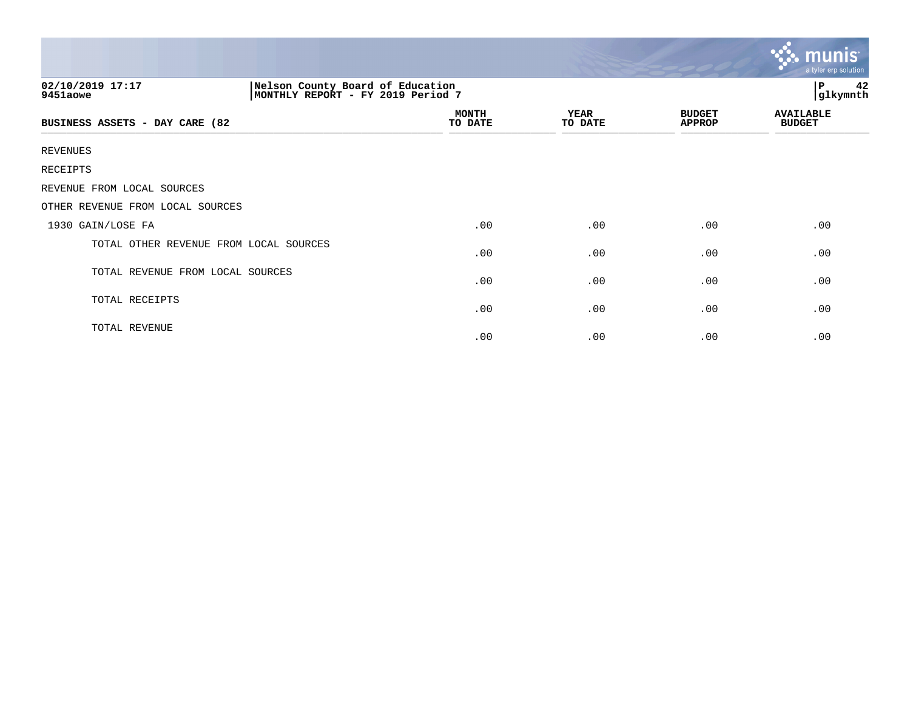Nelson County Board of Education
MONTHLY REPORT - FY 2019 Period 7

02/10/2019 17:17
9451aowe

glkymnth

| BUSINESS ASSETS - DAY CARE (82 | MONTH TO DATE | YEAR TO DATE | BUDGET APPROP | AVAILABLE BUDGET |
|---|---|---|---|---|
| REVENUES | | | | |
| RECEIPTS | | | | |
| REVENUE FROM LOCAL SOURCES | | | | |
| OTHER REVENUE FROM LOCAL SOURCES | | | | |
| 1930 GAIN/LOSE FA | .00 | .00 | .00 | .00 |
| TOTAL OTHER REVENUE FROM LOCAL SOURCES | .00 | .00 | .00 | .00 |
| TOTAL REVENUE FROM LOCAL SOURCES | .00 | .00 | .00 | .00 |
| TOTAL RECEIPTS | .00 | .00 | .00 | .00 |
| TOTAL REVENUE | .00 | .00 | .00 | .00 |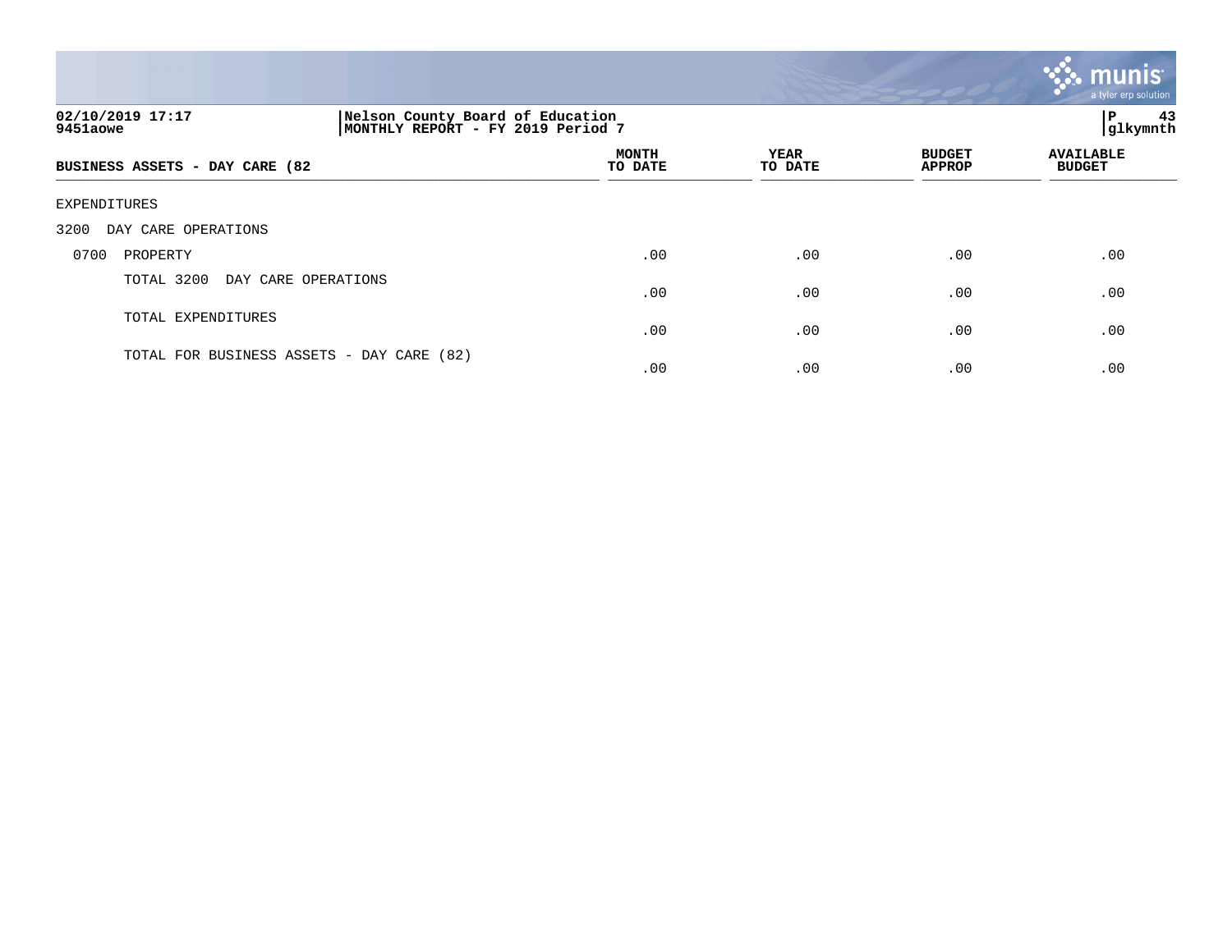Nelson County Board of Education
MONTHLY REPORT - FY 2019 Period 7

02/10/2019 17:17
9451aowe

glkymnth

| BUSINESS ASSETS - DAY CARE (82 | MONTH TO DATE | YEAR TO DATE | BUDGET APPROP | AVAILABLE BUDGET |
|---|---|---|---|---|
| EXPENDITURES | | | | |
| 3200 DAY CARE OPERATIONS | | | | |
| 0700 PROPERTY | .00 | .00 | .00 | .00 |
| TOTAL 3200 DAY CARE OPERATIONS | .00 | .00 | .00 | .00 |
| TOTAL EXPENDITURES | .00 | .00 | .00 | .00 |
| TOTAL FOR BUSINESS ASSETS - DAY CARE (82) | .00 | .00 | .00 | .00 |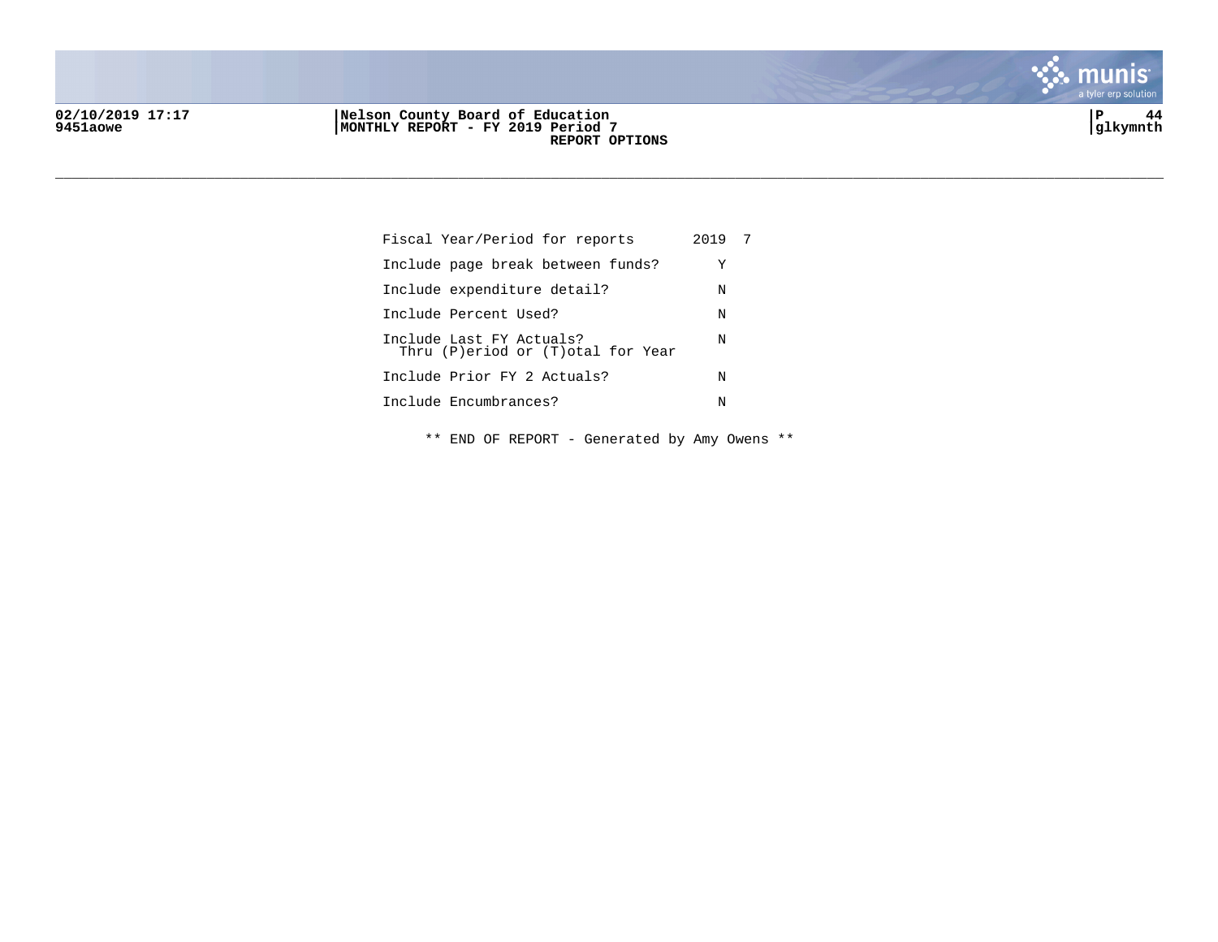**Nelson County Board of Education**
**MONTHLY REPORT - FY 2019 Period 7**
**REPORT OPTIONS**

| | |
|---|---|
| Fiscal Year/Period for reports | 2019 7 |
| Include page break between funds? | Y |
| Include expenditure detail? | N |
| Include Percent Used? | N |
| Include Last FY Actuals? Thru (P)eriod or (T)otal for Year | N |
| Include Prior FY 2 Actuals? | N |
| Include Encumbrances? | N |

** END OF REPORT - Generated by Amy Owens **